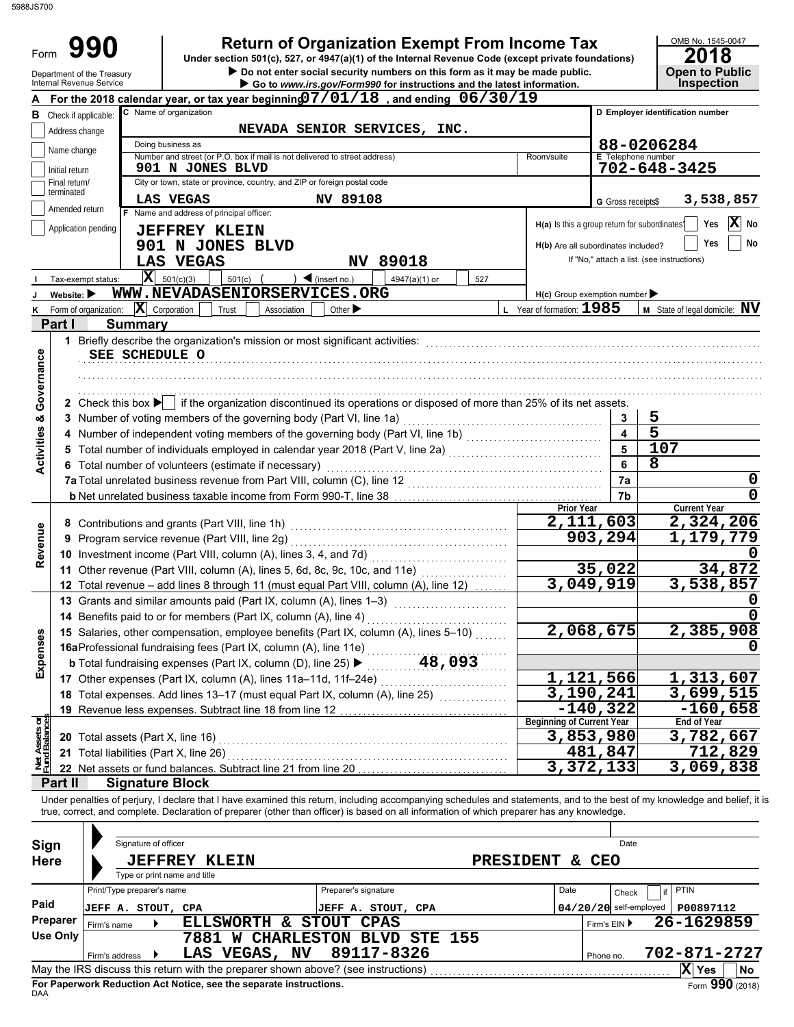5988JS700

# Form 990

## Return of Organization Exempt From Income Tax

Under section 501(c), 527, or 4947(a)(1) of the Internal Revenue Code (except private foundations)

▶ Do not enter social security numbers on this form as it may be made public.

▶ Go to www.irs.gov/Form990 for instructions and the latest information.

Department of the Treasury
Internal Revenue Service

OMB No. 1545-0047

**2018**

**Open to Public Inspection**

**A** For the 2018 calendar year, or tax year beginning 07/01/18, and ending 06/30/19

**B** Check if applicable:
- Address change
- Name change
- Initial return
- Final return/terminated
- Amended return
- Application pending

**C** Name of organization: NEVADA SENIOR SERVICES, INC.

Doing business as

Number and street (or P.O. box if mail is not delivered to street address): 901 N JONES BLVD | Room/suite

City or town, state or province, country, and ZIP or foreign postal code: LAS VEGAS NV 89108

**D** Employer identification number: 88-0206284

**E** Telephone number: 702-648-3425

**G** Gross receipts$ 3,538,857

**F** Name and address of principal officer:
JEFFREY KLEIN
901 N JONES BLVD
LAS VEGAS NV 89018

H(a) Is this a group return for subordinates? Yes [ ] No [X]

H(b) Are all subordinates included? Yes [ ] No [ ]
If "No," attach a list. (see instructions)

**I** Tax-exempt status: [X] 501(c)(3) [ ] 501(c) ( ) ◀ (insert no.) [ ] 4947(a)(1) or [ ] 527

**J** Website: ▶ WWW.NEVADASENIORSERVICES.ORG

H(c) Group exemption number ▶

**K** Form of organization: [X] Corporation [ ] Trust [ ] Association [ ] Other ▶

**L** Year of formation: 1985

**M** State of legal domicile: NV

## Part I Summary

**Activities & Governance**

1 Briefly describe the organization's mission or most significant activities:
SEE SCHEDULE O

2 Check this box ▶ [ ] if the organization discontinued its operations or disposed of more than 25% of its net assets.

| | | | |
|---|---|---|---|
| 3 | Number of voting members of the governing body (Part VI, line 1a) | 3 | 5 |
| 4 | Number of independent voting members of the governing body (Part VI, line 1b) | 4 | 5 |
| 5 | Total number of individuals employed in calendar year 2018 (Part V, line 2a) | 5 | 107 |
| 6 | Total number of volunteers (estimate if necessary) | 6 | 8 |
| 7a | Total unrelated business revenue from Part VIII, column (C), line 12 | 7a | 0 |
| b | Net unrelated business taxable income from Form 990-T, line 38 | 7b | 0 |

| | | Prior Year | Current Year |
|---|---|---|---|
| **Revenue** | | | |
| 8 | Contributions and grants (Part VIII, line 1h) | 2,111,603 | 2,324,206 |
| 9 | Program service revenue (Part VIII, line 2g) | 903,294 | 1,179,779 |
| 10 | Investment income (Part VIII, column (A), lines 3, 4, and 7d) | | 0 |
| 11 | Other revenue (Part VIII, column (A), lines 5, 6d, 8c, 9c, 10c, and 11e) | 35,022 | 34,872 |
| 12 | Total revenue – add lines 8 through 11 (must equal Part VIII, column (A), line 12) | 3,049,919 | 3,538,857 |
| **Expenses** | | | |
| 13 | Grants and similar amounts paid (Part IX, column (A), lines 1–3) | | 0 |
| 14 | Benefits paid to or for members (Part IX, column (A), line 4) | | 0 |
| 15 | Salaries, other compensation, employee benefits (Part IX, column (A), lines 5–10) | 2,068,675 | 2,385,908 |
| 16a | Professional fundraising fees (Part IX, column (A), line 11e) | | 0 |
| b | Total fundraising expenses (Part IX, column (D), line 25) ▶ 48,093 | | |
| 17 | Other expenses (Part IX, column (A), lines 11a–11d, 11f–24e) | 1,121,566 | 1,313,607 |
| 18 | Total expenses. Add lines 13–17 (must equal Part IX, column (A), line 25) | 3,190,241 | 3,699,515 |
| 19 | Revenue less expenses. Subtract line 18 from line 12 | -140,322 | -160,658 |
| **Net Assets or Fund Balances** | | **Beginning of Current Year** | **End of Year** |
| 20 | Total assets (Part X, line 16) | 3,853,980 | 3,782,667 |
| 21 | Total liabilities (Part X, line 26) | 481,847 | 712,829 |
| 22 | Net assets or fund balances. Subtract line 21 from line 20 | 3,372,133 | 3,069,838 |

## Part II Signature Block

Under penalties of perjury, I declare that I have examined this return, including accompanying schedules and statements, and to the best of my knowledge and belief, it is true, correct, and complete. Declaration of preparer (other than officer) is based on all information of which preparer has any knowledge.

**Sign Here**

Signature of officer | Date

JEFFREY KLEIN PRESIDENT & CEO
Type or print name and title

**Paid Preparer Use Only**

| Print/Type preparer's name | Preparer's signature | Date | Check [ ] if self-employed | PTIN |
|---|---|---|---|---|
| JEFF A. STOUT, CPA | JEFF A. STOUT, CPA | 04/20/20 | | P00897112 |

Firm's name ▶ ELLSWORTH & STOUT CPAS | Firm's EIN ▶ 26-1629859

Firm's address ▶ 7881 W CHARLESTON BLVD STE 155, LAS VEGAS, NV 89117-8326 | Phone no. 702-871-2727

May the IRS discuss this return with the preparer shown above? (see instructions) [X] Yes [ ] No

**For Paperwork Reduction Act Notice, see the separate instructions.**

DAA

Form **990** (2018)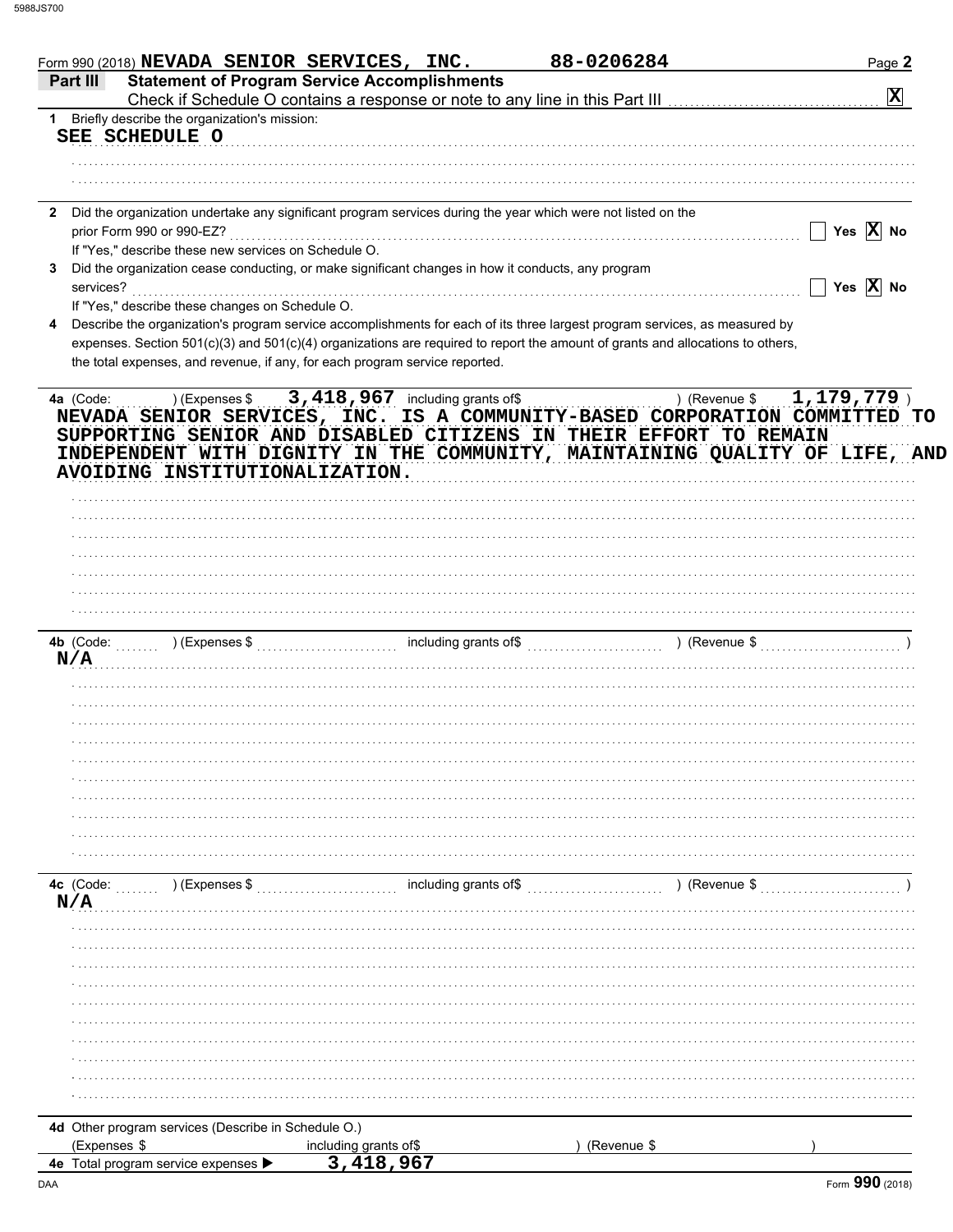Form 990 (2018) NEVADA SENIOR SERVICES, INC. 88-0206284 Page 2

**Part III Statement of Program Service Accomplishments**

Check if Schedule O contains a response or note to any line in this Part III [X]

1 Briefly describe the organization's mission:

SEE SCHEDULE O

2 Did the organization undertake any significant program services during the year which were not listed on the prior Form 990 or 990-EZ? [ ] Yes [X] No

If "Yes," describe these new services on Schedule O.

3 Did the organization cease conducting, or make significant changes in how it conducts, any program services? [ ] Yes [X] No

If "Yes," describe these changes on Schedule O.

4 Describe the organization's program service accomplishments for each of its three largest program services, as measured by expenses. Section 501(c)(3) and 501(c)(4) organizations are required to report the amount of grants and allocations to others, the total expenses, and revenue, if any, for each program service reported.

4a (Code: ) (Expenses $ 3,418,967 including grants of$ ) (Revenue $ 1,179,779 )

NEVADA SENIOR SERVICES, INC. IS A COMMUNITY-BASED CORPORATION COMMITTED TO SUPPORTING SENIOR AND DISABLED CITIZENS IN THEIR EFFORT TO REMAIN INDEPENDENT WITH DIGNITY IN THE COMMUNITY, MAINTAINING QUALITY OF LIFE, AND AVOIDING INSTITUTIONALIZATION.

4b (Code: ) (Expenses $ including grants of$ ) (Revenue $ )

N/A

4c (Code: ) (Expenses $ including grants of$ ) (Revenue $ )

N/A

4d Other program services (Describe in Schedule O.)

(Expenses $ including grants of$ ) (Revenue $ )

4e Total program service expenses ▶ 3,418,967

Form **990** (2018)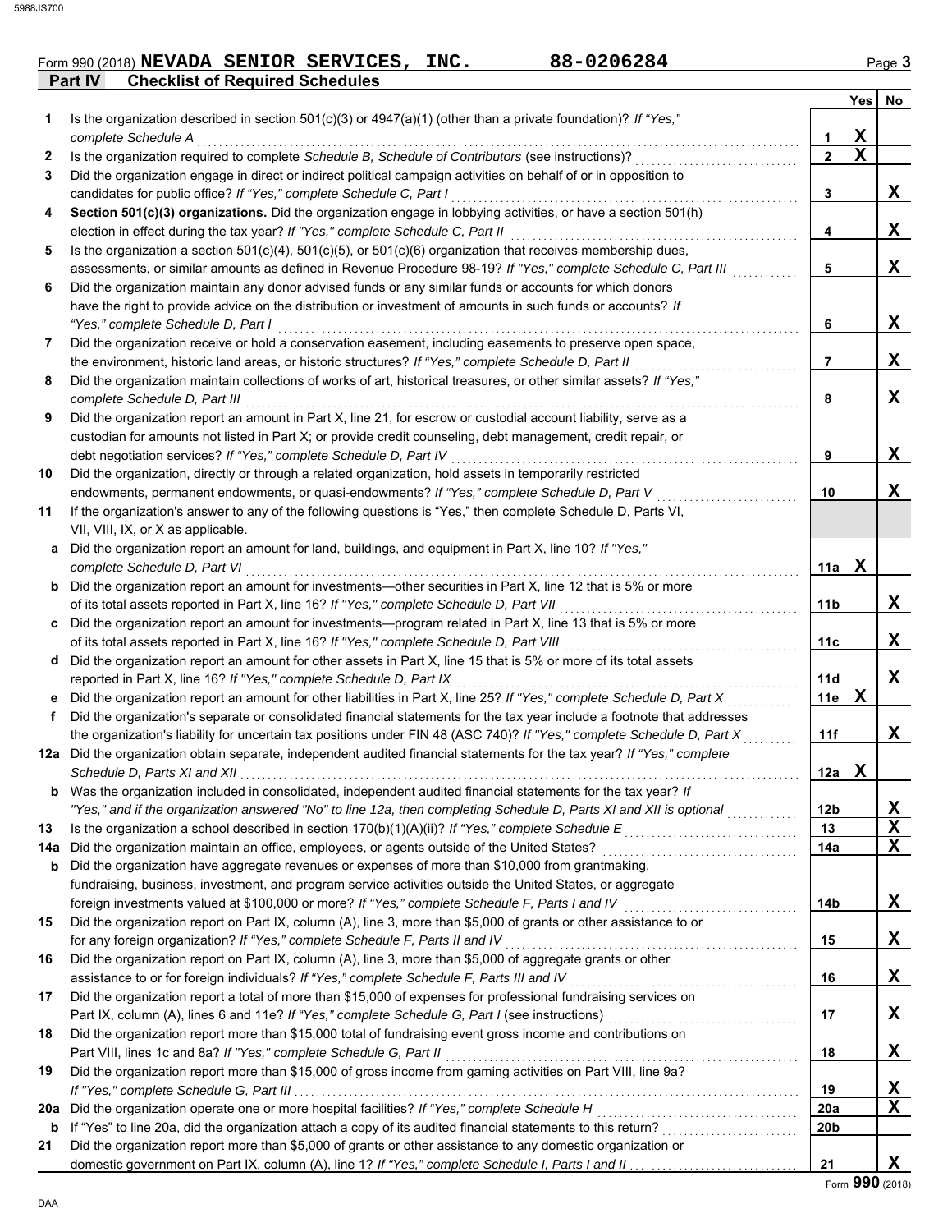Form 990 (2018) **NEVADA SENIOR SERVICES, INC.** **88-0206284**

## Part IV Checklist of Required Schedules

| | | | Yes | No |
|---|---|---|---|---|
| **1** | Is the organization described in section 501(c)(3) or 4947(a)(1) (other than a private foundation)? *If "Yes," complete Schedule A* | 1 | X | |
| **2** | Is the organization required to complete *Schedule B, Schedule of Contributors* (see instructions)? | 2 | X | |
| **3** | Did the organization engage in direct or indirect political campaign activities on behalf of or in opposition to candidates for public office? *If "Yes," complete Schedule C, Part I* | 3 | | X |
| **4** | **Section 501(c)(3) organizations.** Did the organization engage in lobbying activities, or have a section 501(h) election in effect during the tax year? *If "Yes," complete Schedule C, Part II* | 4 | | X |
| **5** | Is the organization a section 501(c)(4), 501(c)(5), or 501(c)(6) organization that receives membership dues, assessments, or similar amounts as defined in Revenue Procedure 98-19? *If "Yes," complete Schedule C, Part III* | 5 | | X |
| **6** | Did the organization maintain any donor advised funds or any similar funds or accounts for which donors have the right to provide advice on the distribution or investment of amounts in such funds or accounts? *If "Yes," complete Schedule D, Part I* | 6 | | X |
| **7** | Did the organization receive or hold a conservation easement, including easements to preserve open space, the environment, historic land areas, or historic structures? *If "Yes," complete Schedule D, Part II* | 7 | | X |
| **8** | Did the organization maintain collections of works of art, historical treasures, or other similar assets? *If "Yes," complete Schedule D, Part III* | 8 | | X |
| **9** | Did the organization report an amount in Part X, line 21, for escrow or custodial account liability, serve as a custodian for amounts not listed in Part X; or provide credit counseling, debt management, credit repair, or debt negotiation services? *If "Yes," complete Schedule D, Part IV* | 9 | | X |
| **10** | Did the organization, directly or through a related organization, hold assets in temporarily restricted endowments, permanent endowments, or quasi-endowments? *If "Yes," complete Schedule D, Part V* | 10 | | X |
| **11** | If the organization's answer to any of the following questions is "Yes," then complete Schedule D, Parts VI, VII, VIII, IX, or X as applicable. | | | |
| **a** | Did the organization report an amount for land, buildings, and equipment in Part X, line 10? *If "Yes," complete Schedule D, Part VI* | 11a | X | |
| **b** | Did the organization report an amount for investments—other securities in Part X, line 12 that is 5% or more of its total assets reported in Part X, line 16? *If "Yes," complete Schedule D, Part VII* | 11b | | X |
| **c** | Did the organization report an amount for investments—program related in Part X, line 13 that is 5% or more of its total assets reported in Part X, line 16? *If "Yes," complete Schedule D, Part VIII* | 11c | | X |
| **d** | Did the organization report an amount for other assets in Part X, line 15 that is 5% or more of its total assets reported in Part X, line 16? *If "Yes," complete Schedule D, Part IX* | 11d | | X |
| **e** | Did the organization report an amount for other liabilities in Part X, line 25? *If "Yes," complete Schedule D, Part X* | 11e | X | |
| **f** | Did the organization's separate or consolidated financial statements for the tax year include a footnote that addresses the organization's liability for uncertain tax positions under FIN 48 (ASC 740)? *If "Yes," complete Schedule D, Part X* | 11f | | X |
| **12a** | Did the organization obtain separate, independent audited financial statements for the tax year? *If "Yes," complete Schedule D, Parts XI and XII* | 12a | X | |
| **b** | Was the organization included in consolidated, independent audited financial statements for the tax year? *If "Yes," and if the organization answered "No" to line 12a, then completing Schedule D, Parts XI and XII is optional* | 12b | | X |
| **13** | Is the organization a school described in section 170(b)(1)(A)(ii)? *If "Yes," complete Schedule E* | 13 | | X |
| **14a** | Did the organization maintain an office, employees, or agents outside of the United States? | 14a | | X |
| **b** | Did the organization have aggregate revenues or expenses of more than $10,000 from grantmaking, fundraising, business, investment, and program service activities outside the United States, or aggregate foreign investments valued at $100,000 or more? *If "Yes," complete Schedule F, Parts I and IV* | 14b | | X |
| **15** | Did the organization report on Part IX, column (A), line 3, more than $5,000 of grants or other assistance to or for any foreign organization? *If "Yes," complete Schedule F, Parts II and IV* | 15 | | X |
| **16** | Did the organization report on Part IX, column (A), line 3, more than $5,000 of aggregate grants or other assistance to or for foreign individuals? *If "Yes," complete Schedule F, Parts III and IV* | 16 | | X |
| **17** | Did the organization report a total of more than $15,000 of expenses for professional fundraising services on Part IX, column (A), lines 6 and 11e? *If "Yes," complete Schedule G, Part I* (see instructions) | 17 | | X |
| **18** | Did the organization report more than $15,000 total of fundraising event gross income and contributions on Part VIII, lines 1c and 8a? *If "Yes," complete Schedule G, Part II* | 18 | | X |
| **19** | Did the organization report more than $15,000 of gross income from gaming activities on Part VIII, line 9a? *If "Yes," complete Schedule G, Part III* | 19 | | X |
| **20a** | Did the organization operate one or more hospital facilities? *If "Yes," complete Schedule H* | 20a | | X |
| **b** | If "Yes" to line 20a, did the organization attach a copy of its audited financial statements to this return? | 20b | | |
| **21** | Did the organization report more than $5,000 of grants or other assistance to any domestic organization or domestic government on Part IX, column (A), line 1? *If "Yes," complete Schedule I, Parts I and II* | 21 | | X |

Form **990** (2018)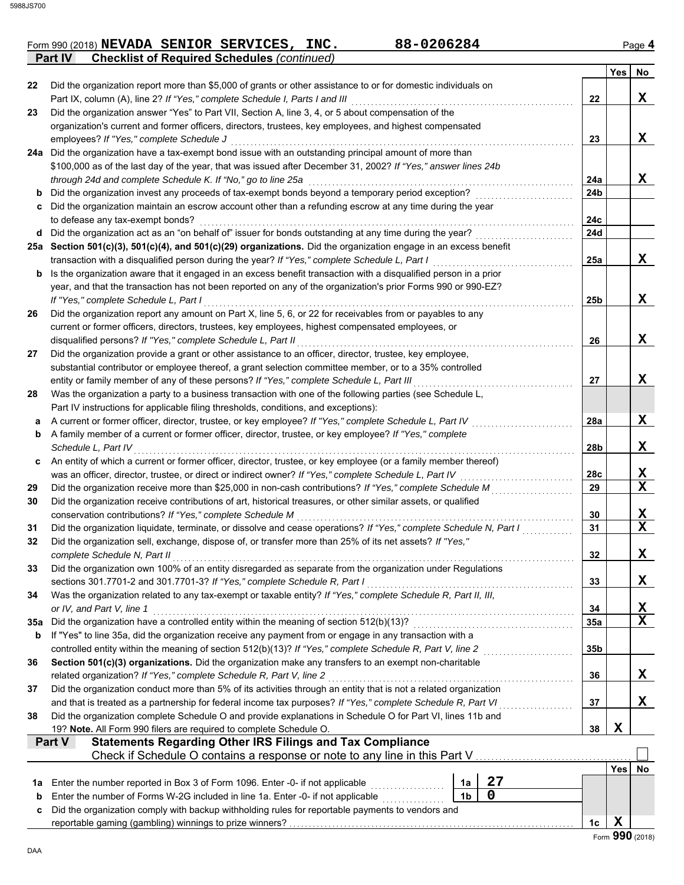Form 990 (2018) **NEVADA SENIOR SERVICES, INC.** **88-0206284** Page **4**

## Part IV Checklist of Required Schedules *(continued)*

| | | | Yes | No |
|---|---|---|---|---|
| 22 | Did the organization report more than $5,000 of grants or other assistance to or for domestic individuals on Part IX, column (A), line 2? *If "Yes," complete Schedule I, Parts I and III* | 22 | | X |
| 23 | Did the organization answer "Yes" to Part VII, Section A, line 3, 4, or 5 about compensation of the organization's current and former officers, directors, trustees, key employees, and highest compensated employees? *If "Yes," complete Schedule J* | 23 | | X |
| 24a | Did the organization have a tax-exempt bond issue with an outstanding principal amount of more than $100,000 as of the last day of the year, that was issued after December 31, 2002? *If "Yes," answer lines 24b through 24d and complete Schedule K. If "No," go to line 25a* | 24a | | X |
| b | Did the organization invest any proceeds of tax-exempt bonds beyond a temporary period exception? | 24b | | |
| c | Did the organization maintain an escrow account other than a refunding escrow at any time during the year to defease any tax-exempt bonds? | 24c | | |
| d | Did the organization act as an "on behalf of" issuer for bonds outstanding at any time during the year? | 24d | | |
| 25a | **Section 501(c)(3), 501(c)(4), and 501(c)(29) organizations.** Did the organization engage in an excess benefit transaction with a disqualified person during the year? *If "Yes," complete Schedule L, Part I* | 25a | | X |
| b | Is the organization aware that it engaged in an excess benefit transaction with a disqualified person in a prior year, and that the transaction has not been reported on any of the organization's prior Forms 990 or 990-EZ? *If "Yes," complete Schedule L, Part I* | 25b | | X |
| 26 | Did the organization report any amount on Part X, line 5, 6, or 22 for receivables from or payables to any current or former officers, directors, trustees, key employees, highest compensated employees, or disqualified persons? *If "Yes," complete Schedule L, Part II* | 26 | | X |
| 27 | Did the organization provide a grant or other assistance to an officer, director, trustee, key employee, substantial contributor or employee thereof, a grant selection committee member, or to a 35% controlled entity or family member of any of these persons? *If "Yes," complete Schedule L, Part III* | 27 | | X |
| 28 | Was the organization a party to a business transaction with one of the following parties (see Schedule L, Part IV instructions for applicable filing thresholds, conditions, and exceptions): | | | |
| a | A current or former officer, director, trustee, or key employee? *If "Yes," complete Schedule L, Part IV* | 28a | | X |
| b | A family member of a current or former officer, director, trustee, or key employee? *If "Yes," complete Schedule L, Part IV* | 28b | | X |
| c | An entity of which a current or former officer, director, trustee, or key employee (or a family member thereof) was an officer, director, trustee, or direct or indirect owner? *If "Yes," complete Schedule L, Part IV* | 28c | | X |
| 29 | Did the organization receive more than $25,000 in non-cash contributions? *If "Yes," complete Schedule M* | 29 | | X |
| 30 | Did the organization receive contributions of art, historical treasures, or other similar assets, or qualified conservation contributions? *If "Yes," complete Schedule M* | 30 | | X |
| 31 | Did the organization liquidate, terminate, or dissolve and cease operations? *If "Yes," complete Schedule N, Part I* | 31 | | X |
| 32 | Did the organization sell, exchange, dispose of, or transfer more than 25% of its net assets? *If "Yes," complete Schedule N, Part II* | 32 | | X |
| 33 | Did the organization own 100% of an entity disregarded as separate from the organization under Regulations sections 301.7701-2 and 301.7701-3? *If "Yes," complete Schedule R, Part I* | 33 | | X |
| 34 | Was the organization related to any tax-exempt or taxable entity? *If "Yes," complete Schedule R, Part II, III, or IV, and Part V, line 1* | 34 | | X |
| 35a | Did the organization have a controlled entity within the meaning of section 512(b)(13)? | 35a | | X |
| b | If "Yes" to line 35a, did the organization receive any payment from or engage in any transaction with a controlled entity within the meaning of section 512(b)(13)? *If "Yes," complete Schedule R, Part V, line 2* | 35b | | |
| 36 | **Section 501(c)(3) organizations.** Did the organization make any transfers to an exempt non-charitable related organization? *If "Yes," complete Schedule R, Part V, line 2* | 36 | | X |
| 37 | Did the organization conduct more than 5% of its activities through an entity that is not a related organization and that is treated as a partnership for federal income tax purposes? *If "Yes," complete Schedule R, Part VI* | 37 | | X |
| 38 | Did the organization complete Schedule O and provide explanations in Schedule O for Part VI, lines 11b and 19? **Note.** All Form 990 filers are required to complete Schedule O. | 38 | X | |

## Part V Statements Regarding Other IRS Filings and Tax Compliance

Check if Schedule O contains a response or note to any line in this Part V ☐

| | | | | | Yes | No |
|---|---|---|---|---|---|---|
| 1a | Enter the number reported in Box 3 of Form 1096. Enter -0- if not applicable | 1a | 27 | | | |
| b | Enter the number of Forms W-2G included in line 1a. Enter -0- if not applicable | 1b | 0 | | | |
| c | Did the organization comply with backup withholding rules for reportable payments to vendors and reportable gaming (gambling) winnings to prize winners? | | | 1c | X | |

Form **990** (2018)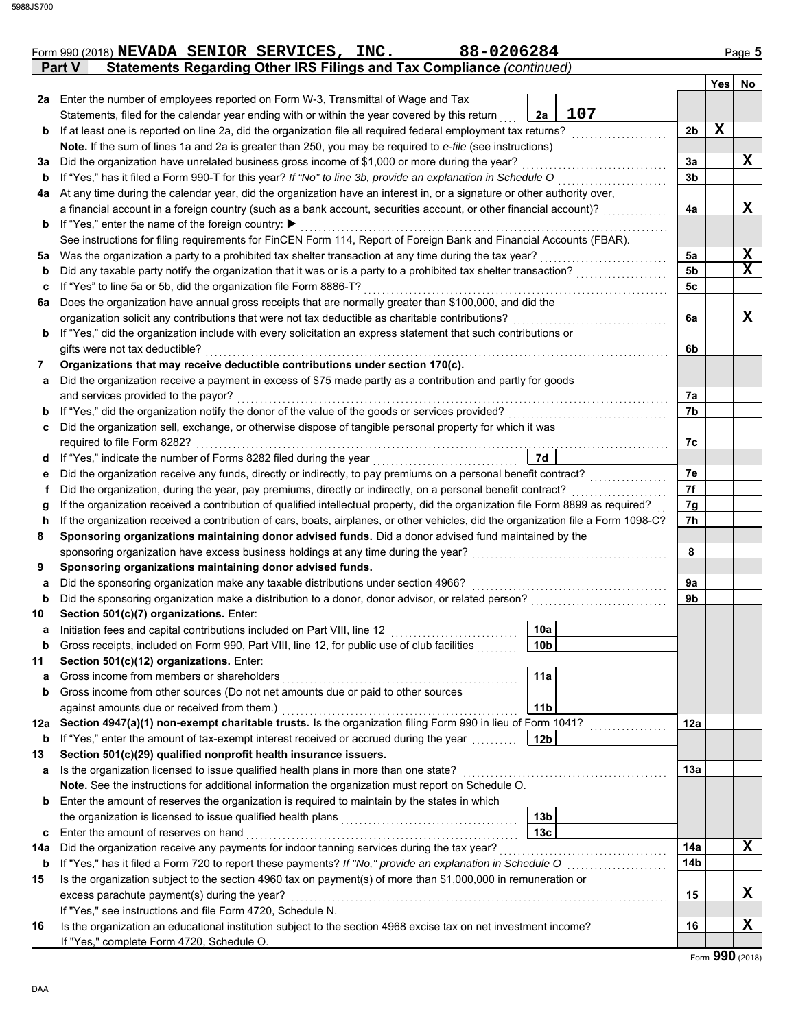Form 990 (2018) **NEVADA SENIOR SERVICES, INC.** **88-0206284** Page **5**

## Part V Statements Regarding Other IRS Filings and Tax Compliance *(continued)*

| | | | | Line | Yes | No |
|---|---|---|---|---|---|---|
| **2a** | Enter the number of employees reported on Form W-3, Transmittal of Wage and Tax Statements, filed for the calendar year ending with or within the year covered by this return | 2a | 107 | | | |
| **b** | If at least one is reported on line 2a, did the organization file all required federal employment tax returns? | | | 2b | X | |
| | **Note.** If the sum of lines 1a and 2a is greater than 250, you may be required to *e-file* (see instructions) | | | | | |
| **3a** | Did the organization have unrelated business gross income of $1,000 or more during the year? | | | 3a | | X |
| **b** | If "Yes," has it filed a Form 990-T for this year? *If "No" to line 3b, provide an explanation in Schedule O* | | | 3b | | |
| **4a** | At any time during the calendar year, did the organization have an interest in, or a signature or other authority over, a financial account in a foreign country (such as a bank account, securities account, or other financial account)? | | | 4a | | X |
| **b** | If "Yes," enter the name of the foreign country: ▶ | | | | | |
| | See instructions for filing requirements for FinCEN Form 114, Report of Foreign Bank and Financial Accounts (FBAR). | | | | | |
| **5a** | Was the organization a party to a prohibited tax shelter transaction at any time during the tax year? | | | 5a | | X |
| **b** | Did any taxable party notify the organization that it was or is a party to a prohibited tax shelter transaction? | | | 5b | | X |
| **c** | If "Yes" to line 5a or 5b, did the organization file Form 8886-T? | | | 5c | | |
| **6a** | Does the organization have annual gross receipts that are normally greater than $100,000, and did the organization solicit any contributions that were not tax deductible as charitable contributions? | | | 6a | | X |
| **b** | If "Yes," did the organization include with every solicitation an express statement that such contributions or gifts were not tax deductible? | | | 6b | | |
| **7** | **Organizations that may receive deductible contributions under section 170(c).** | | | | | |
| **a** | Did the organization receive a payment in excess of $75 made partly as a contribution and partly for goods and services provided to the payor? | | | 7a | | |
| **b** | If "Yes," did the organization notify the donor of the value of the goods or services provided? | | | 7b | | |
| **c** | Did the organization sell, exchange, or otherwise dispose of tangible personal property for which it was required to file Form 8282? | | | 7c | | |
| **d** | If "Yes," indicate the number of Forms 8282 filed during the year | 7d | | | | |
| **e** | Did the organization receive any funds, directly or indirectly, to pay premiums on a personal benefit contract? | | | 7e | | |
| **f** | Did the organization, during the year, pay premiums, directly or indirectly, on a personal benefit contract? | | | 7f | | |
| **g** | If the organization received a contribution of qualified intellectual property, did the organization file Form 8899 as required? | | | 7g | | |
| **h** | If the organization received a contribution of cars, boats, airplanes, or other vehicles, did the organization file a Form 1098-C? | | | 7h | | |
| **8** | **Sponsoring organizations maintaining donor advised funds.** Did a donor advised fund maintained by the sponsoring organization have excess business holdings at any time during the year? | | | 8 | | |
| **9** | **Sponsoring organizations maintaining donor advised funds.** | | | | | |
| **a** | Did the sponsoring organization make any taxable distributions under section 4966? | | | 9a | | |
| **b** | Did the sponsoring organization make a distribution to a donor, donor advisor, or related person? | | | 9b | | |
| **10** | **Section 501(c)(7) organizations.** Enter: | | | | | |
| **a** | Initiation fees and capital contributions included on Part VIII, line 12 | 10a | | | | |
| **b** | Gross receipts, included on Form 990, Part VIII, line 12, for public use of club facilities | 10b | | | | |
| **11** | **Section 501(c)(12) organizations.** Enter: | | | | | |
| **a** | Gross income from members or shareholders | 11a | | | | |
| **b** | Gross income from other sources (Do not net amounts due or paid to other sources against amounts due or received from them.) | 11b | | | | |
| **12a** | **Section 4947(a)(1) non-exempt charitable trusts.** Is the organization filing Form 990 in lieu of Form 1041? | | | 12a | | |
| **b** | If "Yes," enter the amount of tax-exempt interest received or accrued during the year | 12b | | | | |
| **13** | **Section 501(c)(29) qualified nonprofit health insurance issuers.** | | | | | |
| **a** | Is the organization licensed to issue qualified health plans in more than one state? | | | 13a | | |
| | **Note.** See the instructions for additional information the organization must report on Schedule O. | | | | | |
| **b** | Enter the amount of reserves the organization is required to maintain by the states in which the organization is licensed to issue qualified health plans | 13b | | | | |
| **c** | Enter the amount of reserves on hand | 13c | | | | |
| **14a** | Did the organization receive any payments for indoor tanning services during the tax year? | | | 14a | | X |
| **b** | If "Yes," has it filed a Form 720 to report these payments? *If "No," provide an explanation in Schedule O* | | | 14b | | |
| **15** | Is the organization subject to the section 4960 tax on payment(s) of more than $1,000,000 in remuneration or excess parachute payment(s) during the year? | | | 15 | | X |
| | If "Yes," see instructions and file Form 4720, Schedule N. | | | | | |
| **16** | Is the organization an educational institution subject to the section 4968 excise tax on net investment income? | | | 16 | | X |
| | If "Yes," complete Form 4720, Schedule O. | | | | | |

Form **990** (2018)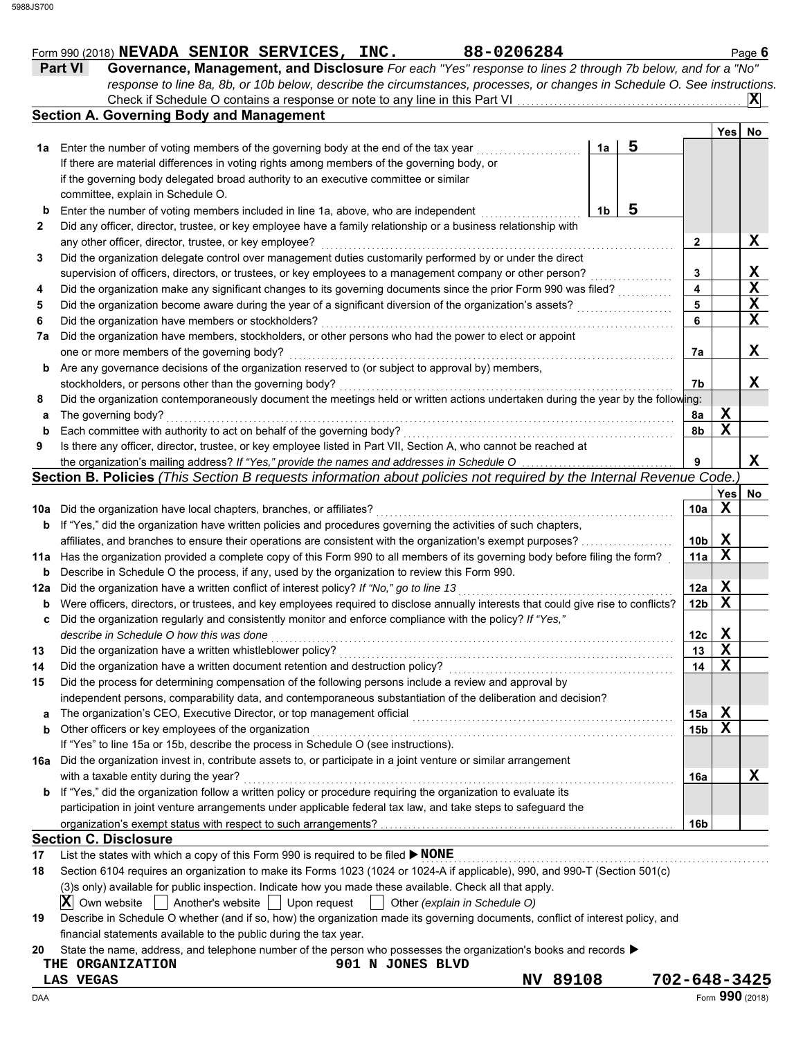Form 990 (2018) **NEVADA SENIOR SERVICES, INC.** **88-0206284** Page **6**

## Part VI Governance, Management, and Disclosure

*For each "Yes" response to lines 2 through 7b below, and for a "No" response to line 8a, 8b, or 10b below, describe the circumstances, processes, or changes in Schedule O. See instructions.*

Check if Schedule O contains a response or note to any line in this Part VI . . . . . . . . . . **X**

### Section A. Governing Body and Management

| | | | | Yes | No |
|---|---|---|---|---|---|
| 1a | Enter the number of voting members of the governing body at the end of the tax year . . . . . . If there are material differences in voting rights among members of the governing body, or if the governing body delegated broad authority to an executive committee or similar committee, explain in Schedule O. | 1a | 5 | | |
| b | Enter the number of voting members included in line 1a, above, who are independent . . . . . | 1b | 5 | | |
| 2 | Did any officer, director, trustee, or key employee have a family relationship or a business relationship with any other officer, director, trustee, or key employee? | 2 | | | X |
| 3 | Did the organization delegate control over management duties customarily performed by or under the direct supervision of officers, directors, or trustees, or key employees to a management company or other person? | 3 | | | X |
| 4 | Did the organization make any significant changes to its governing documents since the prior Form 990 was filed? | 4 | | | X |
| 5 | Did the organization become aware during the year of a significant diversion of the organization's assets? | 5 | | | X |
| 6 | Did the organization have members or stockholders? | 6 | | | X |
| 7a | Did the organization have members, stockholders, or other persons who had the power to elect or appoint one or more members of the governing body? | 7a | | | X |
| b | Are any governance decisions of the organization reserved to (or subject to approval by) members, stockholders, or persons other than the governing body? | 7b | | | X |
| 8 | Did the organization contemporaneously document the meetings held or written actions undertaken during the year by the following: | | | | |
| a | The governing body? | 8a | | X | |
| b | Each committee with authority to act on behalf of the governing body? | 8b | | X | |
| 9 | Is there any officer, director, trustee, or key employee listed in Part VII, Section A, who cannot be reached at the organization's mailing address? *If "Yes," provide the names and addresses in Schedule O* | 9 | | | X |

### Section B. Policies *(This Section B requests information about policies not required by the Internal Revenue Code.)*

| | | | Yes | No |
|---|---|---|---|---|
| 10a | Did the organization have local chapters, branches, or affiliates? | 10a | X | |
| b | If "Yes," did the organization have written policies and procedures governing the activities of such chapters, affiliates, and branches to ensure their operations are consistent with the organization's exempt purposes? | 10b | X | |
| 11a | Has the organization provided a complete copy of this Form 990 to all members of its governing body before filing the form? | 11a | X | |
| b | Describe in Schedule O the process, if any, used by the organization to review this Form 990. | | | |
| 12a | Did the organization have a written conflict of interest policy? *If "No," go to line 13* | 12a | X | |
| b | Were officers, directors, or trustees, and key employees required to disclose annually interests that could give rise to conflicts? | 12b | X | |
| c | Did the organization regularly and consistently monitor and enforce compliance with the policy? *If "Yes," describe in Schedule O how this was done* | 12c | X | |
| 13 | Did the organization have a written whistleblower policy? | 13 | X | |
| 14 | Did the organization have a written document retention and destruction policy? | 14 | X | |
| 15 | Did the process for determining compensation of the following persons include a review and approval by independent persons, comparability data, and contemporaneous substantiation of the deliberation and decision? | | | |
| a | The organization's CEO, Executive Director, or top management official | 15a | X | |
| b | Other officers or key employees of the organization | 15b | X | |
| | If "Yes" to line 15a or 15b, describe the process in Schedule O (see instructions). | | | |
| 16a | Did the organization invest in, contribute assets to, or participate in a joint venture or similar arrangement with a taxable entity during the year? | 16a | | X |
| b | If "Yes," did the organization follow a written policy or procedure requiring the organization to evaluate its participation in joint venture arrangements under applicable federal tax law, and take steps to safeguard the organization's exempt status with respect to such arrangements? | 16b | | |

### Section C. Disclosure

17 List the states with which a copy of this Form 990 is required to be filed ▶ **NONE**

18 Section 6104 requires an organization to make its Forms 1023 (1024 or 1024-A if applicable), 990, and 990-T (Section 501(c)(3)s only) available for public inspection. Indicate how you made these available. Check all that apply.

[X] Own website [ ] Another's website [ ] Upon request [ ] Other *(explain in Schedule O)*

19 Describe in Schedule O whether (and if so, how) the organization made its governing documents, conflict of interest policy, and financial statements available to the public during the tax year.

20 State the name, address, and telephone number of the person who possesses the organization's books and records ▶

THE ORGANIZATION 901 N JONES BLVD
LAS VEGAS NV 89108 702-648-3425

Form **990** (2018)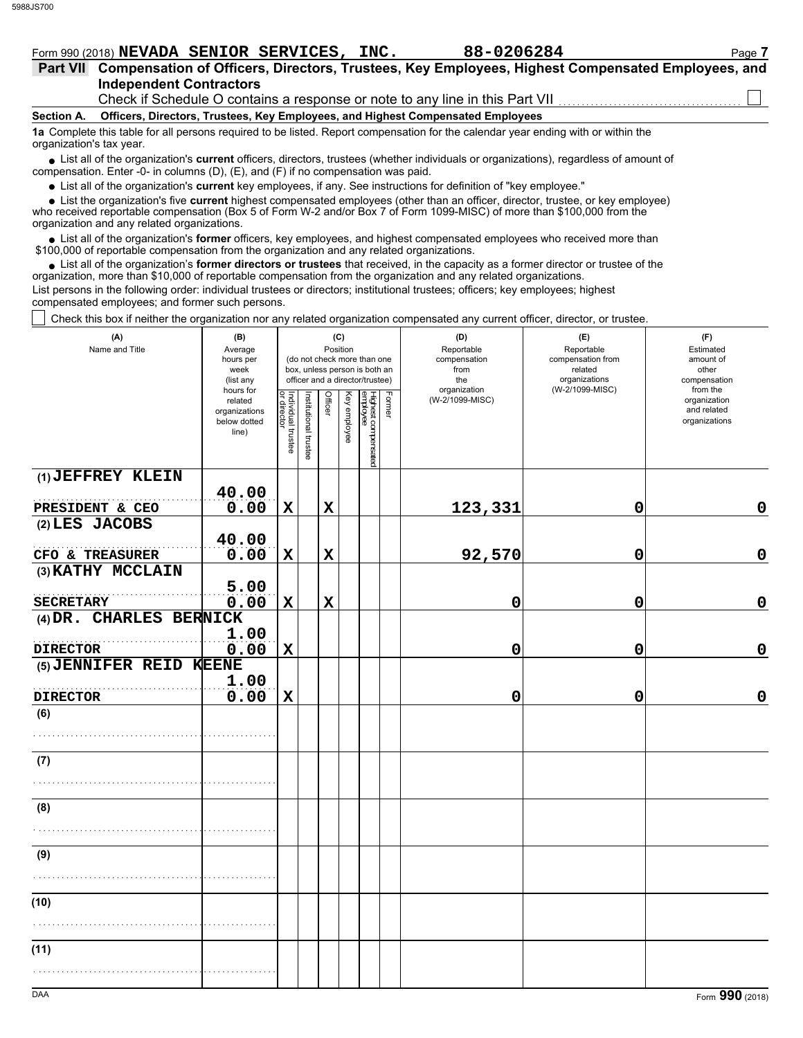Form 990 (2018) **NEVADA SENIOR SERVICES, INC.** **88-0206284**

## Part VII Compensation of Officers, Directors, Trustees, Key Employees, Highest Compensated Employees, and Independent Contractors

Check if Schedule O contains a response or note to any line in this Part VII ☐

### Section A. Officers, Directors, Trustees, Key Employees, and Highest Compensated Employees

**1a** Complete this table for all persons required to be listed. Report compensation for the calendar year ending with or within the organization's tax year.

- List all of the organization's **current** officers, directors, trustees (whether individuals or organizations), regardless of amount of compensation. Enter -0- in columns (D), (E), and (F) if no compensation was paid.
- List all of the organization's **current** key employees, if any. See instructions for definition of "key employee."
- List the organization's five **current** highest compensated employees (other than an officer, director, trustee, or key employee) who received reportable compensation (Box 5 of Form W-2 and/or Box 7 of Form 1099-MISC) of more than $100,000 from the organization and any related organizations.
- List all of the organization's **former** officers, key employees, and highest compensated employees who received more than $100,000 of reportable compensation from the organization and any related organizations.
- List all of the organization's **former directors or trustees** that received, in the capacity as a former director or trustee of the organization, more than $10,000 of reportable compensation from the organization and any related organizations.

List persons in the following order: individual trustees or directors; institutional trustees; officers; key employees; highest compensated employees; and former such persons.

☐ Check this box if neither the organization nor any related organization compensated any current officer, director, or trustee.

| (A) Name and Title | (B) Average hours per week (list any hours for related organizations below dotted line) | (C) Position: Individual trustee or director | Institutional trustee | Officer | Key employee | Highest compensated employee | Former | (D) Reportable compensation from the organization (W-2/1099-MISC) | (E) Reportable compensation from related organizations (W-2/1099-MISC) | (F) Estimated amount of other compensation from the organization and related organizations |
|---|---|---|---|---|---|---|---|---|---|---|
| (1) JEFFREY KLEIN<br>PRESIDENT & CEO | 40.00<br>0.00 | X | | X | | | | 123,331 | 0 | 0 |
| (2) LES JACOBS<br>CFO & TREASURER | 40.00<br>0.00 | X | | X | | | | 92,570 | 0 | 0 |
| (3) KATHY MCCLAIN<br>SECRETARY | 5.00<br>0.00 | X | | X | | | | 0 | 0 | 0 |
| (4) DR. CHARLES BERNICK<br>DIRECTOR | 1.00<br>0.00 | X | | | | | | 0 | 0 | 0 |
| (5) JENNIFER REID KEENE<br>DIRECTOR | 1.00<br>0.00 | X | | | | | | 0 | 0 | 0 |
| (6) | | | | | | | | | | |
| (7) | | | | | | | | | | |
| (8) | | | | | | | | | | |
| (9) | | | | | | | | | | |
| (10) | | | | | | | | | | |
| (11) | | | | | | | | | | |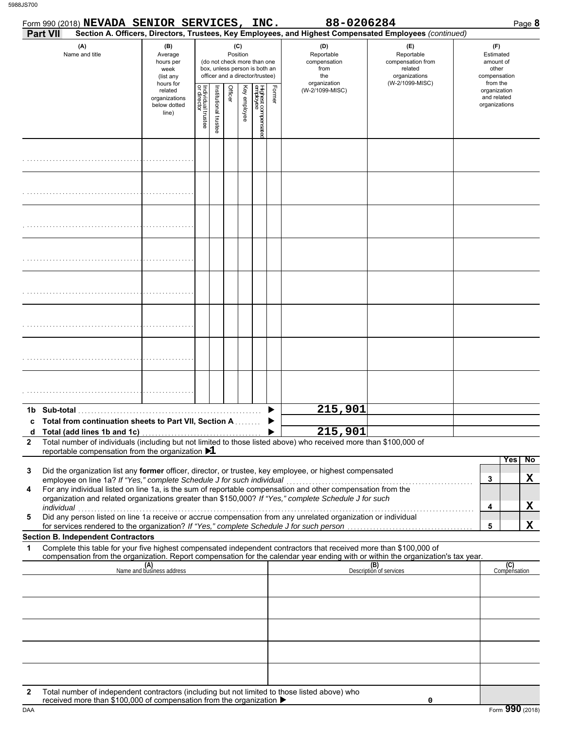Form 990 (2018) **NEVADA SENIOR SERVICES, INC.** **88-0206284** Page **8**

**Part VII** **Section A. Officers, Directors, Trustees, Key Employees, and Highest Compensated Employees** *(continued)*

| (A) Name and title | (B) Average hours per week (list any hours for related organizations below dotted line) | (C) Position (do not check more than one box, unless person is both an officer and a director/trustee): Individual trustee or director | Institutional trustee | Officer | Key employee | Highest compensated employee | Former | (D) Reportable compensation from the organization (W-2/1099-MISC) | (E) Reportable compensation from related organizations (W-2/1099-MISC) | (F) Estimated amount of other compensation from the organization and related organizations |
|---|---|---|---|---|---|---|---|---|---|---|
| | | | | | | | | | | |
| | | | | | | | | | | |
| | | | | | | | | | | |
| | | | | | | | | | | |
| | | | | | | | | | | |
| | | | | | | | | | | |
| | | | | | | | | | | |
| | | | | | | | | | | |

| | | D | E | F |
|---|---|---|---|---|
| **1b** | **Sub-total** | 215,901 | | |
| **c** | **Total from continuation sheets to Part VII, Section A** | | | |
| **d** | **Total (add lines 1b and 1c)** | 215,901 | | |

**2** Total number of individuals (including but not limited to those listed above) who received more than $100,000 of reportable compensation from the organization ▶ 1

| | | | Yes | No |
|---|---|---|---|---|
| **3** | Did the organization list any **former** officer, director, or trustee, key employee, or highest compensated employee on line 1a? *If "Yes," complete Schedule J for such individual* | 3 | | X |
| **4** | For any individual listed on line 1a, is the sum of reportable compensation and other compensation from the organization and related organizations greater than $150,000? *If "Yes," complete Schedule J for such individual* | 4 | | X |
| **5** | Did any person listed on line 1a receive or accrue compensation from any unrelated organization or individual for services rendered to the organization? *If "Yes," complete Schedule J for such person* | 5 | | X |

**Section B. Independent Contractors**

**1** Complete this table for your five highest compensated independent contractors that received more than $100,000 of compensation from the organization. Report compensation for the calendar year ending with or within the organization's tax year.

| (A) Name and business address | (B) Description of services | (C) Compensation |
|---|---|---|
| | | |
| | | |
| | | |
| | | |
| | | |

**2** Total number of independent contractors (including but not limited to those listed above) who received more than $100,000 of compensation from the organization ▶ 0

DAA Form **990** (2018)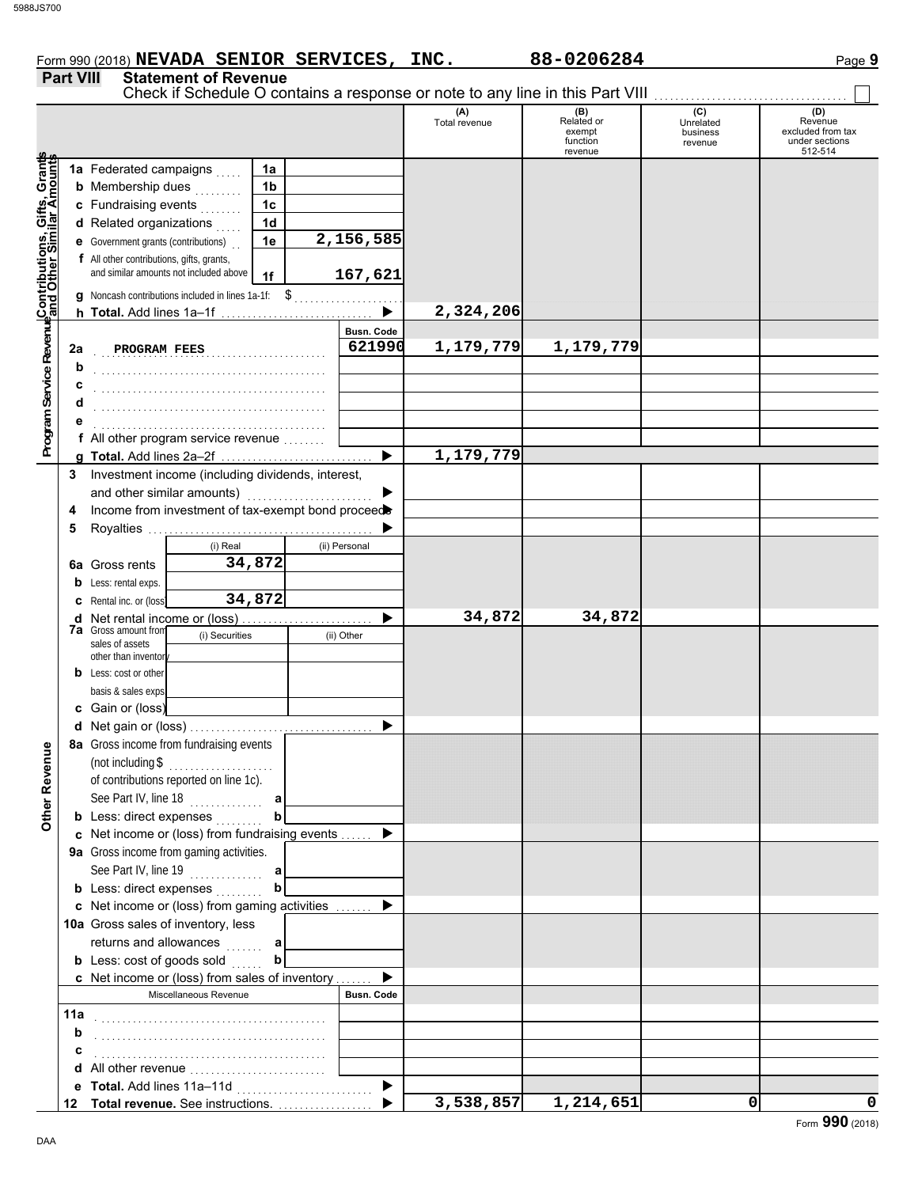Form 990 (2018) **NEVADA SENIOR SERVICES, INC.** **88-0206284**

## Part VIII Statement of Revenue

Check if Schedule O contains a response or note to any line in this Part VIII ☐

| | | | | (A) Total revenue | (B) Related or exempt function revenue | (C) Unrelated business revenue | (D) Revenue excluded from tax under sections 512-514 |
|---|---|---|---|---|---|---|---|
| **Contributions, Gifts, Grants and Other Similar Amounts** | 1a Federated campaigns | 1a | | | | | |
| | b Membership dues | 1b | | | | | |
| | c Fundraising events | 1c | | | | | |
| | d Related organizations | 1d | | | | | |
| | e Government grants (contributions) | 1e | 2,156,585 | | | | |
| | f All other contributions, gifts, grants, and similar amounts not included above | 1f | 167,621 | | | | |
| | g Noncash contributions included in lines 1a-1f: $ | | | | | | |
| | h **Total.** Add lines 1a–1f | | | 2,324,206 | | | |
| **Program Service Revenue** | | | Busn. Code | | | | |
| | 2a PROGRAM FEES | | 621990 | 1,179,779 | 1,179,779 | | |
| | b | | | | | | |
| | c | | | | | | |
| | d | | | | | | |
| | e | | | | | | |
| | f All other program service revenue | | | | | | |
| | g **Total.** Add lines 2a–2f | | | 1,179,779 | | | |
| **Other Revenue** | 3 Investment income (including dividends, interest, and other similar amounts) | | | | | | |
| | 4 Income from investment of tax-exempt bond proceeds | | | | | | |
| | 5 Royalties | | | | | | |
| | | (i) Real | (ii) Personal | | | | |
| | 6a Gross rents | 34,872 | | | | | |
| | b Less: rental exps. | | | | | | |
| | c Rental inc. or (loss) | 34,872 | | | | | |
| | d Net rental income or (loss) | | | 34,872 | 34,872 | | |
| | 7a Gross amount from sales of assets other than inventory | (i) Securities | (ii) Other | | | | |
| | b Less: cost or other basis & sales exps. | | | | | | |
| | c Gain or (loss) | | | | | | |
| | d Net gain or (loss) | | | | | | |
| | 8a Gross income from fundraising events (not including $ of contributions reported on line 1c). See Part IV, line 18 | a | | | | | |
| | b Less: direct expenses | b | | | | | |
| | c Net income or (loss) from fundraising events | | | | | | |
| | 9a Gross income from gaming activities. See Part IV, line 19 | a | | | | | |
| | b Less: direct expenses | b | | | | | |
| | c Net income or (loss) from gaming activities | | | | | | |
| | 10a Gross sales of inventory, less returns and allowances | a | | | | | |
| | b Less: cost of goods sold | b | | | | | |
| | c Net income or (loss) from sales of inventory | | | | | | |
| | Miscellaneous Revenue | | Busn. Code | | | | |
| | 11a | | | | | | |
| | b | | | | | | |
| | c | | | | | | |
| | d All other revenue | | | | | | |
| | e **Total.** Add lines 11a–11d | | | | | | |
| | 12 **Total revenue.** See instructions. | | | 3,538,857 | 1,214,651 | 0 | 0 |

Form **990** (2018)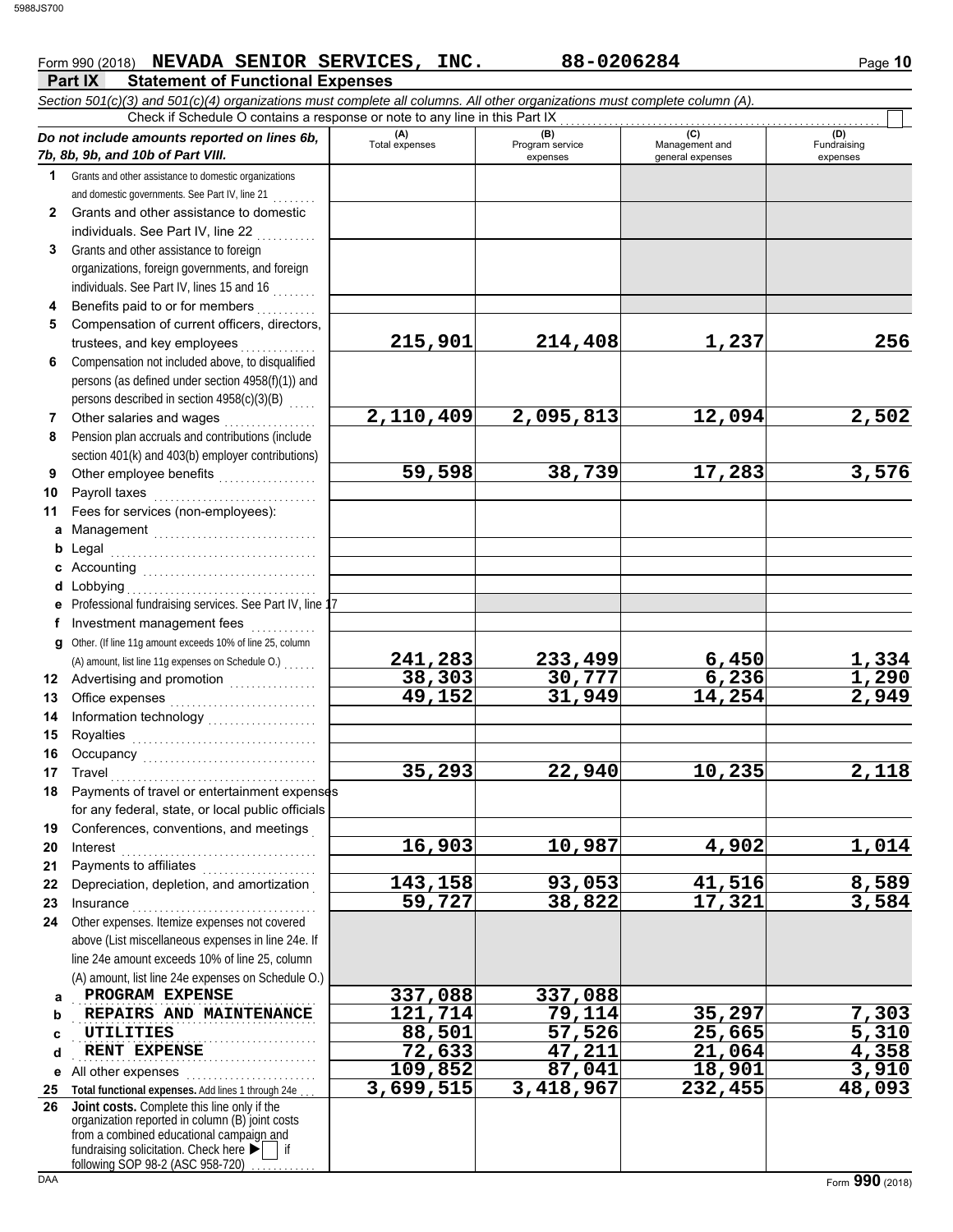Form 990 (2018) **NEVADA SENIOR SERVICES, INC.** **88-0206284**

## Part IX Statement of Functional Expenses

*Section 501(c)(3) and 501(c)(4) organizations must complete all columns. All other organizations must complete column (A).*

Check if Schedule O contains a response or note to any line in this Part IX ☐

| *Do not include amounts reported on lines 6b, 7b, 8b, 9b, and 10b of Part VIII.* | (A) Total expenses | (B) Program service expenses | (C) Management and general expenses | (D) Fundraising expenses |
|---|---|---|---|---|
| **1** Grants and other assistance to domestic organizations and domestic governments. See Part IV, line 21 | | | | |
| **2** Grants and other assistance to domestic individuals. See Part IV, line 22 | | | | |
| **3** Grants and other assistance to foreign organizations, foreign governments, and foreign individuals. See Part IV, lines 15 and 16 | | | | |
| **4** Benefits paid to or for members | | | | |
| **5** Compensation of current officers, directors, trustees, and key employees | 215,901 | 214,408 | 1,237 | 256 |
| **6** Compensation not included above, to disqualified persons (as defined under section 4958(f)(1)) and persons described in section 4958(c)(3)(B) | | | | |
| **7** Other salaries and wages | 2,110,409 | 2,095,813 | 12,094 | 2,502 |
| **8** Pension plan accruals and contributions (include section 401(k) and 403(b) employer contributions) | | | | |
| **9** Other employee benefits | 59,598 | 38,739 | 17,283 | 3,576 |
| **10** Payroll taxes | | | | |
| **11** Fees for services (non-employees): | | | | |
| **a** Management | | | | |
| **b** Legal | | | | |
| **c** Accounting | | | | |
| **d** Lobbying | | | | |
| **e** Professional fundraising services. See Part IV, line 17 | | | | |
| **f** Investment management fees | | | | |
| **g** Other. (If line 11g amount exceeds 10% of line 25, column (A) amount, list line 11g expenses on Schedule O.) | 241,283 | 233,499 | 6,450 | 1,334 |
| **12** Advertising and promotion | 38,303 | 30,777 | 6,236 | 1,290 |
| **13** Office expenses | 49,152 | 31,949 | 14,254 | 2,949 |
| **14** Information technology | | | | |
| **15** Royalties | | | | |
| **16** Occupancy | | | | |
| **17** Travel | 35,293 | 22,940 | 10,235 | 2,118 |
| **18** Payments of travel or entertainment expenses for any federal, state, or local public officials | | | | |
| **19** Conferences, conventions, and meetings | | | | |
| **20** Interest | 16,903 | 10,987 | 4,902 | 1,014 |
| **21** Payments to affiliates | | | | |
| **22** Depreciation, depletion, and amortization | 143,158 | 93,053 | 41,516 | 8,589 |
| **23** Insurance | 59,727 | 38,822 | 17,321 | 3,584 |
| **24** Other expenses. Itemize expenses not covered above (List miscellaneous expenses in line 24e. If line 24e amount exceeds 10% of line 25, column (A) amount, list line 24e expenses on Schedule O.) | | | | |
| **a** PROGRAM EXPENSE | 337,088 | 337,088 | | |
| **b** REPAIRS AND MAINTENANCE | 121,714 | 79,114 | 35,297 | 7,303 |
| **c** UTILITIES | 88,501 | 57,526 | 25,665 | 5,310 |
| **d** RENT EXPENSE | 72,633 | 47,211 | 21,064 | 4,358 |
| **e** All other expenses | 109,852 | 87,041 | 18,901 | 3,910 |
| **25** **Total functional expenses.** Add lines 1 through 24e | 3,699,515 | 3,418,967 | 232,455 | 48,093 |
| **26** **Joint costs.** Complete this line only if the organization reported in column (B) joint costs from a combined educational campaign and fundraising solicitation. Check here ▶ ☐ if following SOP 98-2 (ASC 958-720) | | | | |

Form **990** (2018)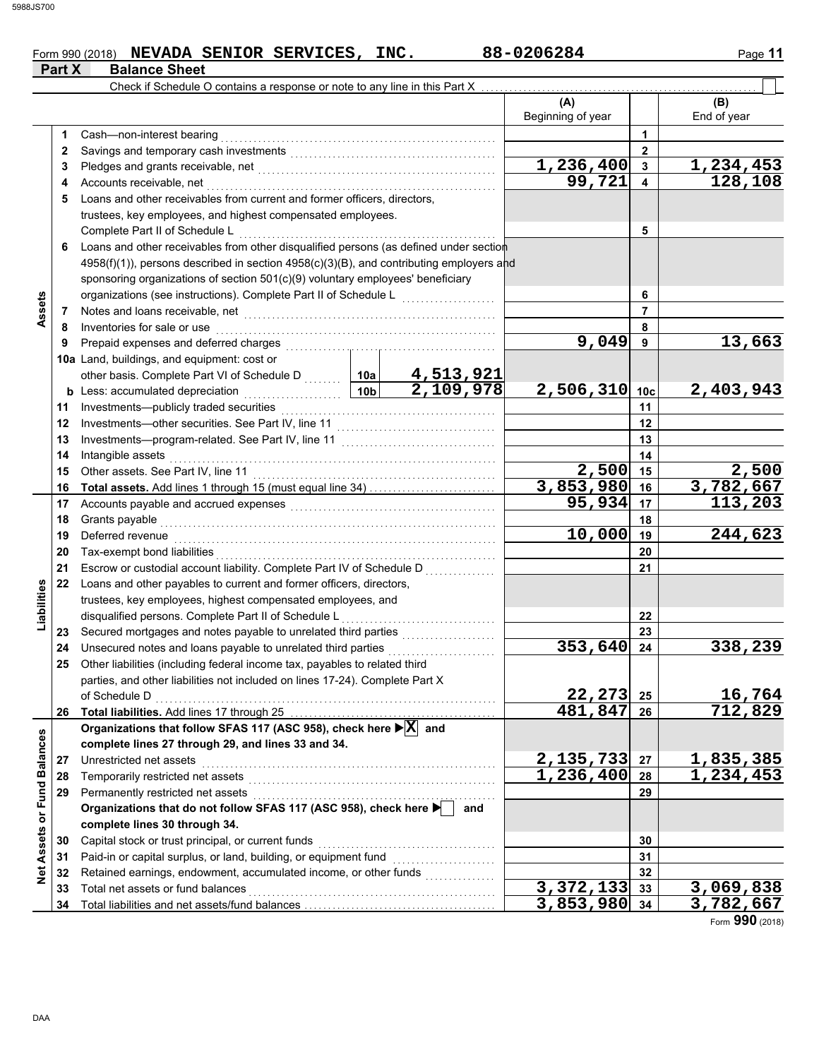Form 990 (2018) **NEVADA SENIOR SERVICES, INC.** **88-0206284**

**Part X** **Balance Sheet**

Check if Schedule O contains a response or note to any line in this Part X ☐

| | | | | (A) Beginning of year | | (B) End of year |
|---|---|---|---|---|---|---|
| **Assets** | 1 | Cash—non-interest bearing | | | 1 | |
| | 2 | Savings and temporary cash investments | | | 2 | |
| | 3 | Pledges and grants receivable, net | | 1,236,400 | 3 | 1,234,453 |
| | 4 | Accounts receivable, net | | 99,721 | 4 | 128,108 |
| | 5 | Loans and other receivables from current and former officers, directors, trustees, key employees, and highest compensated employees. Complete Part II of Schedule L | | | 5 | |
| | 6 | Loans and other receivables from other disqualified persons (as defined under section 4958(f)(1)), persons described in section 4958(c)(3)(B), and contributing employers and sponsoring organizations of section 501(c)(9) voluntary employees' beneficiary organizations (see instructions). Complete Part II of Schedule L | | | 6 | |
| | 7 | Notes and loans receivable, net | | | 7 | |
| | 8 | Inventories for sale or use | | | 8 | |
| | 9 | Prepaid expenses and deferred charges | | 9,049 | 9 | 13,663 |
| | 10a | Land, buildings, and equipment: cost or other basis. Complete Part VI of Schedule D | 10a 4,513,921 | | | |
| | b | Less: accumulated depreciation | 10b 2,109,978 | 2,506,310 | 10c | 2,403,943 |
| | 11 | Investments—publicly traded securities | | | 11 | |
| | 12 | Investments—other securities. See Part IV, line 11 | | | 12 | |
| | 13 | Investments—program-related. See Part IV, line 11 | | | 13 | |
| | 14 | Intangible assets | | | 14 | |
| | 15 | Other assets. See Part IV, line 11 | | 2,500 | 15 | 2,500 |
| | 16 | **Total assets.** Add lines 1 through 15 (must equal line 34) | | 3,853,980 | 16 | 3,782,667 |
| **Liabilities** | 17 | Accounts payable and accrued expenses | | 95,934 | 17 | 113,203 |
| | 18 | Grants payable | | | 18 | |
| | 19 | Deferred revenue | | 10,000 | 19 | 244,623 |
| | 20 | Tax-exempt bond liabilities | | | 20 | |
| | 21 | Escrow or custodial account liability. Complete Part IV of Schedule D | | | 21 | |
| | 22 | Loans and other payables to current and former officers, directors, trustees, key employees, highest compensated employees, and disqualified persons. Complete Part II of Schedule L | | | 22 | |
| | 23 | Secured mortgages and notes payable to unrelated third parties | | | 23 | |
| | 24 | Unsecured notes and loans payable to unrelated third parties | | 353,640 | 24 | 338,239 |
| | 25 | Other liabilities (including federal income tax, payables to related third parties, and other liabilities not included on lines 17-24). Complete Part X of Schedule D | | 22,273 | 25 | 16,764 |
| | 26 | **Total liabilities.** Add lines 17 through 25 | | 481,847 | 26 | 712,829 |
| **Net Assets or Fund Balances** | | **Organizations that follow SFAS 117 (ASC 958), check here ▶ ☒ and complete lines 27 through 29, and lines 33 and 34.** | | | | |
| | 27 | Unrestricted net assets | | 2,135,733 | 27 | 1,835,385 |
| | 28 | Temporarily restricted net assets | | 1,236,400 | 28 | 1,234,453 |
| | 29 | Permanently restricted net assets | | | 29 | |
| | | **Organizations that do not follow SFAS 117 (ASC 958), check here ▶ ☐ and complete lines 30 through 34.** | | | | |
| | 30 | Capital stock or trust principal, or current funds | | | 30 | |
| | 31 | Paid-in or capital surplus, or land, building, or equipment fund | | | 31 | |
| | 32 | Retained earnings, endowment, accumulated income, or other funds | | | 32 | |
| | 33 | Total net assets or fund balances | | 3,372,133 | 33 | 3,069,838 |
| | 34 | Total liabilities and net assets/fund balances | | 3,853,980 | 34 | 3,782,667 |

Form **990** (2018)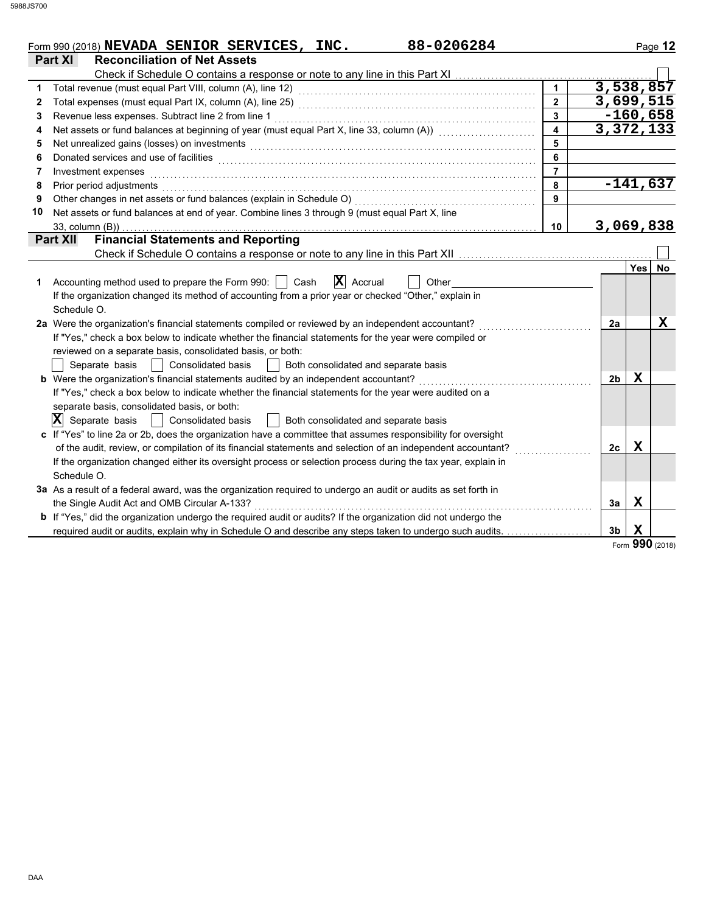Form 990 (2018) **NEVADA SENIOR SERVICES, INC.** 88-0206284

## Part XI Reconciliation of Net Assets

Check if Schedule O contains a response or note to any line in this Part XI ☐

| | | | |
|---|---|---|---|
| 1 | Total revenue (must equal Part VIII, column (A), line 12) | 1 | 3,538,857 |
| 2 | Total expenses (must equal Part IX, column (A), line 25) | 2 | 3,699,515 |
| 3 | Revenue less expenses. Subtract line 2 from line 1 | 3 | -160,658 |
| 4 | Net assets or fund balances at beginning of year (must equal Part X, line 33, column (A)) | 4 | 3,372,133 |
| 5 | Net unrealized gains (losses) on investments | 5 | |
| 6 | Donated services and use of facilities | 6 | |
| 7 | Investment expenses | 7 | |
| 8 | Prior period adjustments | 8 | -141,637 |
| 9 | Other changes in net assets or fund balances (explain in Schedule O) | 9 | |
| 10 | Net assets or fund balances at end of year. Combine lines 3 through 9 (must equal Part X, line 33, column (B)) | 10 | 3,069,838 |

## Part XII Financial Statements and Reporting

Check if Schedule O contains a response or note to any line in this Part XII ☐

| | | | Yes | No |
|---|---|---|---|---|
| 1 | Accounting method used to prepare the Form 990: ☐ Cash ☒ Accrual ☐ Other<br>If the organization changed its method of accounting from a prior year or checked "Other," explain in Schedule O. | | | |
| 2a | Were the organization's financial statements compiled or reviewed by an independent accountant?<br>If "Yes," check a box below to indicate whether the financial statements for the year were compiled or reviewed on a separate basis, consolidated basis, or both:<br>☐ Separate basis ☐ Consolidated basis ☐ Both consolidated and separate basis | 2a | | X |
| b | Were the organization's financial statements audited by an independent accountant?<br>If "Yes," check a box below to indicate whether the financial statements for the year were audited on a separate basis, consolidated basis, or both:<br>☒ Separate basis ☐ Consolidated basis ☐ Both consolidated and separate basis | 2b | X | |
| c | If "Yes" to line 2a or 2b, does the organization have a committee that assumes responsibility for oversight of the audit, review, or compilation of its financial statements and selection of an independent accountant?<br>If the organization changed either its oversight process or selection process during the tax year, explain in Schedule O. | 2c | X | |
| 3a | As a result of a federal award, was the organization required to undergo an audit or audits as set forth in the Single Audit Act and OMB Circular A-133? | 3a | X | |
| b | If "Yes," did the organization undergo the required audit or audits? If the organization did not undergo the required audit or audits, explain why in Schedule O and describe any steps taken to undergo such audits. | 3b | X | |

Form **990** (2018)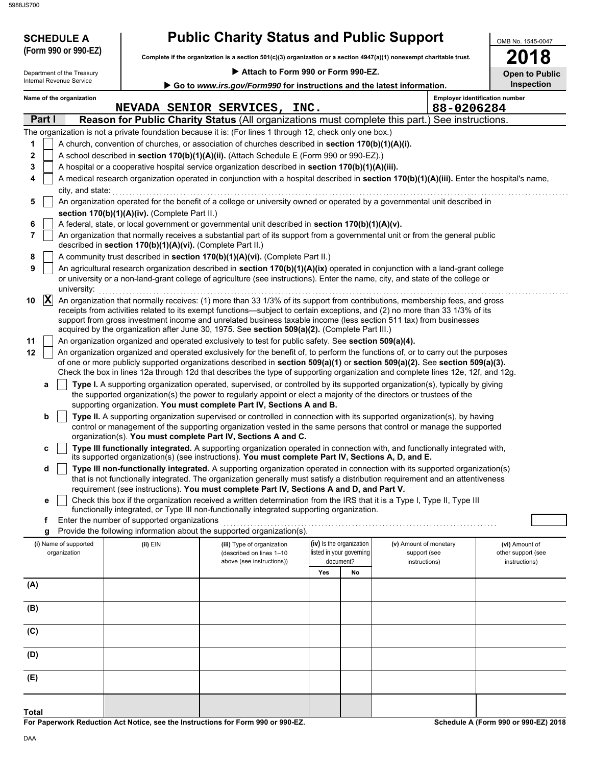**SCHEDULE A**
**(Form 990 or 990-EZ)**

Department of the Treasury
Internal Revenue Service

# Public Charity Status and Public Support

**Complete if the organization is a section 501(c)(3) organization or a section 4947(a)(1) nonexempt charitable trust.**

▶ **Attach to Form 990 or Form 990-EZ.**

▶ **Go to *www.irs.gov/Form990* for instructions and the latest information.**

OMB No. 1545-0047

**2018**

**Open to Public Inspection**

Name of the organization: NEVADA SENIOR SERVICES, INC.

Employer identification number: 88-0206284

## Part I — Reason for Public Charity Status (All organizations must complete this part.) See instructions.

The organization is not a private foundation because it is: (For lines 1 through 12, check only one box.)

1. [ ] A church, convention of churches, or association of churches described in **section 170(b)(1)(A)(i).**
2. [ ] A school described in **section 170(b)(1)(A)(ii).** (Attach Schedule E (Form 990 or 990-EZ).)
3. [ ] A hospital or a cooperative hospital service organization described in **section 170(b)(1)(A)(iii).**
4. [ ] A medical research organization operated in conjunction with a hospital described in **section 170(b)(1)(A)(iii).** Enter the hospital's name, city, and state:
5. [ ] An organization operated for the benefit of a college or university owned or operated by a governmental unit described in **section 170(b)(1)(A)(iv).** (Complete Part II.)
6. [ ] A federal, state, or local government or governmental unit described in **section 170(b)(1)(A)(v).**
7. [ ] An organization that normally receives a substantial part of its support from a governmental unit or from the general public described in **section 170(b)(1)(A)(vi).** (Complete Part II.)
8. [ ] A community trust described in **section 170(b)(1)(A)(vi).** (Complete Part II.)
9. [ ] An agricultural research organization described in **section 170(b)(1)(A)(ix)** operated in conjunction with a land-grant college or university or a non-land-grant college of agriculture (see instructions). Enter the name, city, and state of the college or university:
10. [X] An organization that normally receives: (1) more than 33 1/3% of its support from contributions, membership fees, and gross receipts from activities related to its exempt functions—subject to certain exceptions, and (2) no more than 33 1/3% of its support from gross investment income and unrelated business taxable income (less section 511 tax) from businesses acquired by the organization after June 30, 1975. See **section 509(a)(2).** (Complete Part III.)
11. [ ] An organization organized and operated exclusively to test for public safety. See **section 509(a)(4).**
12. [ ] An organization organized and operated exclusively for the benefit of, to perform the functions of, or to carry out the purposes of one or more publicly supported organizations described in **section 509(a)(1)** or **section 509(a)(2).** See **section 509(a)(3).** Check the box in lines 12a through 12d that describes the type of supporting organization and complete lines 12e, 12f, and 12g.
   - **a** [ ] **Type I.** A supporting organization operated, supervised, or controlled by its supported organization(s), typically by giving the supported organization(s) the power to regularly appoint or elect a majority of the directors or trustees of the supporting organization. **You must complete Part IV, Sections A and B.**
   - **b** [ ] **Type II.** A supporting organization supervised or controlled in connection with its supported organization(s), by having control or management of the supporting organization vested in the same persons that control or manage the supported organization(s). **You must complete Part IV, Sections A and C.**
   - **c** [ ] **Type III functionally integrated.** A supporting organization operated in connection with, and functionally integrated with, its supported organization(s) (see instructions). **You must complete Part IV, Sections A, D, and E.**
   - **d** [ ] **Type III non-functionally integrated.** A supporting organization operated in connection with its supported organization(s) that is not functionally integrated. The organization generally must satisfy a distribution requirement and an attentiveness requirement (see instructions). **You must complete Part IV, Sections A and D, and Part V.**
   - **e** [ ] Check this box if the organization received a written determination from the IRS that it is a Type I, Type II, Type III functionally integrated, or Type III non-functionally integrated supporting organization.
   - **f** Enter the number of supported organizations
   - **g** Provide the following information about the supported organization(s).

| (i) Name of supported organization | (ii) EIN | (iii) Type of organization (described on lines 1–10 above (see instructions)) | (iv) Is the organization listed in your governing document? Yes | No | (v) Amount of monetary support (see instructions) | (vi) Amount of other support (see instructions) |
|---|---|---|---|---|---|---|
| (A) | | | | | | |
| (B) | | | | | | |
| (C) | | | | | | |
| (D) | | | | | | |
| (E) | | | | | | |
| **Total** | | | | | | |

**For Paperwork Reduction Act Notice, see the Instructions for Form 990 or 990-EZ.**

**Schedule A (Form 990 or 990-EZ) 2018**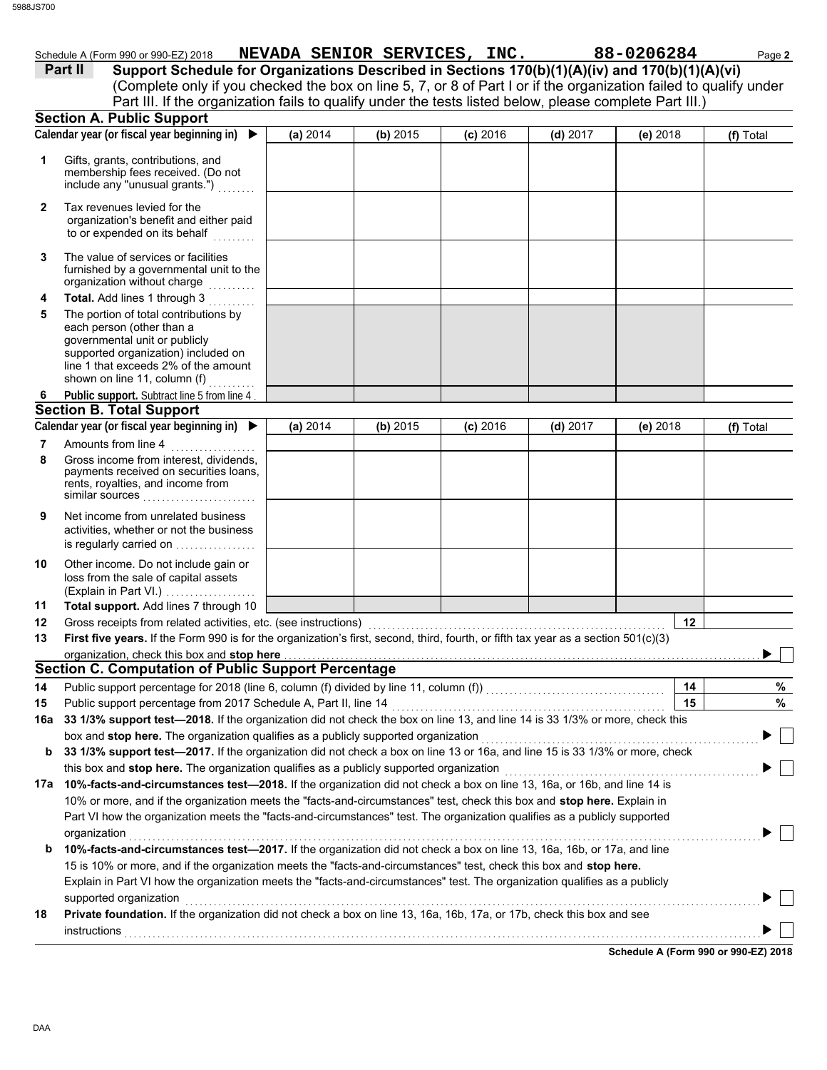Schedule A (Form 990 or 990-EZ) 2018 **NEVADA SENIOR SERVICES, INC.** **88-0206284**

**Part II** **Support Schedule for Organizations Described in Sections 170(b)(1)(A)(iv) and 170(b)(1)(A)(vi)**
(Complete only if you checked the box on line 5, 7, or 8 of Part I or if the organization failed to qualify under Part III. If the organization fails to qualify under the tests listed below, please complete Part III.)

## Section A. Public Support

| Calendar year (or fiscal year beginning in) ▶ | (a) 2014 | (b) 2015 | (c) 2016 | (d) 2017 | (e) 2018 | (f) Total |
|---|---|---|---|---|---|---|
| **1** Gifts, grants, contributions, and membership fees received. (Do not include any "unusual grants.") | | | | | | |
| **2** Tax revenues levied for the organization's benefit and either paid to or expended on its behalf | | | | | | |
| **3** The value of services or facilities furnished by a governmental unit to the organization without charge | | | | | | |
| **4** **Total.** Add lines 1 through 3 | | | | | | |
| **5** The portion of total contributions by each person (other than a governmental unit or publicly supported organization) included on line 1 that exceeds 2% of the amount shown on line 11, column (f) | | | | | | |
| **6** **Public support.** Subtract line 5 from line 4 | | | | | | |

## Section B. Total Support

| Calendar year (or fiscal year beginning in) ▶ | (a) 2014 | (b) 2015 | (c) 2016 | (d) 2017 | (e) 2018 | (f) Total |
|---|---|---|---|---|---|---|
| **7** Amounts from line 4 | | | | | | |
| **8** Gross income from interest, dividends, payments received on securities loans, rents, royalties, and income from similar sources | | | | | | |
| **9** Net income from unrelated business activities, whether or not the business is regularly carried on | | | | | | |
| **10** Other income. Do not include gain or loss from the sale of capital assets (Explain in Part VI.) | | | | | | |
| **11** **Total support.** Add lines 7 through 10 | | | | | | |

**12** Gross receipts from related activities, etc. (see instructions) **12**

**13** **First five years.** If the Form 990 is for the organization's first, second, third, fourth, or fifth tax year as a section 501(c)(3) organization, check this box and **stop here** ▶ ☐

## Section C. Computation of Public Support Percentage

**14** Public support percentage for 2018 (line 6, column (f) divided by line 11, column (f)) **14** %

**15** Public support percentage from 2017 Schedule A, Part II, line 14 **15** %

**16a** **33 1/3% support test—2018.** If the organization did not check the box on line 13, and line 14 is 33 1/3% or more, check this box and **stop here.** The organization qualifies as a publicly supported organization ▶ ☐

**b** **33 1/3% support test—2017.** If the organization did not check a box on line 13 or 16a, and line 15 is 33 1/3% or more, check this box and **stop here.** The organization qualifies as a publicly supported organization ▶ ☐

**17a** **10%-facts-and-circumstances test—2018.** If the organization did not check a box on line 13, 16a, or 16b, and line 14 is 10% or more, and if the organization meets the "facts-and-circumstances" test, check this box and **stop here.** Explain in Part VI how the organization meets the "facts-and-circumstances" test. The organization qualifies as a publicly supported organization ▶ ☐

**b** **10%-facts-and-circumstances test—2017.** If the organization did not check a box on line 13, 16a, 16b, or 17a, and line 15 is 10% or more, and if the organization meets the "facts-and-circumstances" test, check this box and **stop here.** Explain in Part VI how the organization meets the "facts-and-circumstances" test. The organization qualifies as a publicly supported organization ▶ ☐

**18** **Private foundation.** If the organization did not check a box on line 13, 16a, 16b, 17a, or 17b, check this box and see instructions ▶ ☐

**Schedule A (Form 990 or 990-EZ) 2018**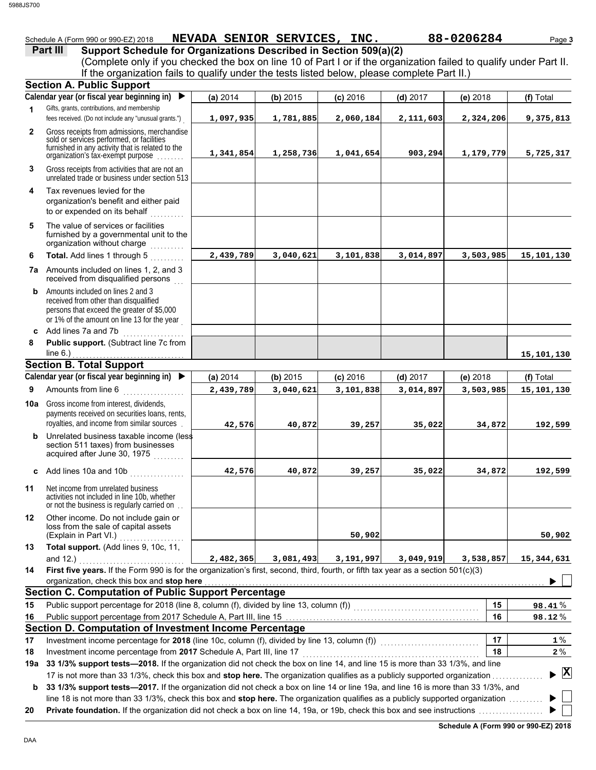Schedule A (Form 990 or 990-EZ) 2018 **NEVADA SENIOR SERVICES, INC.** **88-0206284**

## Part III Support Schedule for Organizations Described in Section 509(a)(2)

(Complete only if you checked the box on line 10 of Part I or if the organization failed to qualify under Part II. If the organization fails to qualify under the tests listed below, please complete Part II.)

### Section A. Public Support

| | Calendar year (or fiscal year beginning in) ▶ | (a) 2014 | (b) 2015 | (c) 2016 | (d) 2017 | (e) 2018 | (f) Total |
|---|---|---|---|---|---|---|---|
| 1 | Gifts, grants, contributions, and membership fees received. (Do not include any "unusual grants.") | 1,097,935 | 1,781,885 | 2,060,184 | 2,111,603 | 2,324,206 | 9,375,813 |
| 2 | Gross receipts from admissions, merchandise sold or services performed, or facilities furnished in any activity that is related to the organization's tax-exempt purpose | 1,341,854 | 1,258,736 | 1,041,654 | 903,294 | 1,179,779 | 5,725,317 |
| 3 | Gross receipts from activities that are not an unrelated trade or business under section 513 | | | | | | |
| 4 | Tax revenues levied for the organization's benefit and either paid to or expended on its behalf | | | | | | |
| 5 | The value of services or facilities furnished by a governmental unit to the organization without charge | | | | | | |
| 6 | **Total.** Add lines 1 through 5 | 2,439,789 | 3,040,621 | 3,101,838 | 3,014,897 | 3,503,985 | 15,101,130 |
| 7a | Amounts included on lines 1, 2, and 3 received from disqualified persons | | | | | | |
| b | Amounts included on lines 2 and 3 received from other than disqualified persons that exceed the greater of $5,000 or 1% of the amount on line 13 for the year | | | | | | |
| c | Add lines 7a and 7b | | | | | | |
| 8 | **Public support.** (Subtract line 7c from line 6.) | | | | | | 15,101,130 |

### Section B. Total Support

| | Calendar year (or fiscal year beginning in) ▶ | (a) 2014 | (b) 2015 | (c) 2016 | (d) 2017 | (e) 2018 | (f) Total |
|---|---|---|---|---|---|---|---|
| 9 | Amounts from line 6 | 2,439,789 | 3,040,621 | 3,101,838 | 3,014,897 | 3,503,985 | 15,101,130 |
| 10a | Gross income from interest, dividends, payments received on securities loans, rents, royalties, and income from similar sources | 42,576 | 40,872 | 39,257 | 35,022 | 34,872 | 192,599 |
| b | Unrelated business taxable income (less section 511 taxes) from businesses acquired after June 30, 1975 | | | | | | |
| c | Add lines 10a and 10b | 42,576 | 40,872 | 39,257 | 35,022 | 34,872 | 192,599 |
| 11 | Net income from unrelated business activities not included in line 10b, whether or not the business is regularly carried on | | | | | | |
| 12 | Other income. Do not include gain or loss from the sale of capital assets (Explain in Part VI.) | | | 50,902 | | | 50,902 |
| 13 | **Total support.** (Add lines 9, 10c, 11, and 12.) | 2,482,365 | 3,081,493 | 3,191,997 | 3,049,919 | 3,538,857 | 15,344,631 |

**14** **First five years.** If the Form 990 is for the organization's first, second, third, fourth, or fifth tax year as a section 501(c)(3) organization, check this box and **stop here** ▶ ☐

### Section C. Computation of Public Support Percentage

| | | | |
|---|---|---|---|
| 15 | Public support percentage for 2018 (line 8, column (f), divided by line 13, column (f)) | 15 | 98.41 % |
| 16 | Public support percentage from 2017 Schedule A, Part III, line 15 | 16 | 98.12 % |

### Section D. Computation of Investment Income Percentage

| | | | |
|---|---|---|---|
| 17 | Investment income percentage for **2018** (line 10c, column (f), divided by line 13, column (f)) | 17 | 1 % |
| 18 | Investment income percentage from **2017** Schedule A, Part III, line 17 | 18 | 2 % |

**19a** **33 1/3% support tests—2018.** If the organization did not check the box on line 14, and line 15 is more than 33 1/3%, and line 17 is not more than 33 1/3%, check this box and **stop here.** The organization qualifies as a publicly supported organization ▶ ☒

**b** **33 1/3% support tests—2017.** If the organization did not check a box on line 14 or line 19a, and line 16 is more than 33 1/3%, and line 18 is not more than 33 1/3%, check this box and **stop here.** The organization qualifies as a publicly supported organization ▶ ☐

**20** **Private foundation.** If the organization did not check a box on line 14, 19a, or 19b, check this box and see instructions ▶ ☐

**Schedule A (Form 990 or 990-EZ) 2018**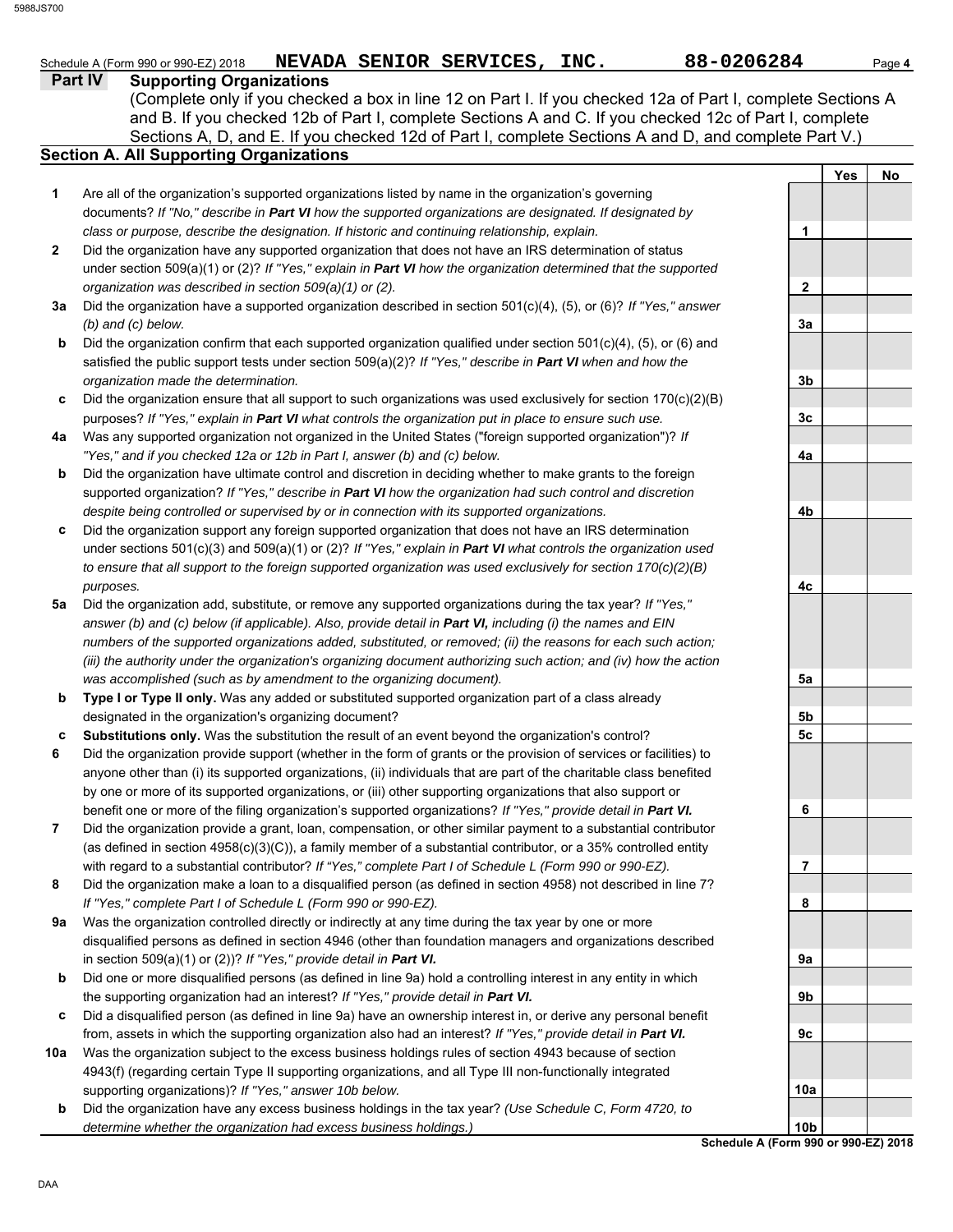Schedule A (Form 990 or 990-EZ) 2018 **NEVADA SENIOR SERVICES, INC.** **88-0206284** Page **4**

## Part IV Supporting Organizations

(Complete only if you checked a box in line 12 on Part I. If you checked 12a of Part I, complete Sections A and B. If you checked 12b of Part I, complete Sections A and C. If you checked 12c of Part I, complete Sections A, D, and E. If you checked 12d of Part I, complete Sections A and D, and complete Part V.)

### Section A. All Supporting Organizations

| | | | Yes | No |
|---|---|---|---|---|
| **1** | Are all of the organization's supported organizations listed by name in the organization's governing documents? *If "No," describe in **Part VI** how the supported organizations are designated. If designated by class or purpose, describe the designation. If historic and continuing relationship, explain.* | **1** | | |
| **2** | Did the organization have any supported organization that does not have an IRS determination of status under section 509(a)(1) or (2)? *If "Yes," explain in **Part VI** how the organization determined that the supported organization was described in section 509(a)(1) or (2).* | **2** | | |
| **3a** | Did the organization have a supported organization described in section 501(c)(4), (5), or (6)? *If "Yes," answer (b) and (c) below.* | **3a** | | |
| **b** | Did the organization confirm that each supported organization qualified under section 501(c)(4), (5), or (6) and satisfied the public support tests under section 509(a)(2)? *If "Yes," describe in **Part VI** when and how the organization made the determination.* | **3b** | | |
| **c** | Did the organization ensure that all support to such organizations was used exclusively for section 170(c)(2)(B) purposes? *If "Yes," explain in **Part VI** what controls the organization put in place to ensure such use.* | **3c** | | |
| **4a** | Was any supported organization not organized in the United States ("foreign supported organization")? *If "Yes," and if you checked 12a or 12b in Part I, answer (b) and (c) below.* | **4a** | | |
| **b** | Did the organization have ultimate control and discretion in deciding whether to make grants to the foreign supported organization? *If "Yes," describe in **Part VI** how the organization had such control and discretion despite being controlled or supervised by or in connection with its supported organizations.* | **4b** | | |
| **c** | Did the organization support any foreign supported organization that does not have an IRS determination under sections 501(c)(3) and 509(a)(1) or (2)? *If "Yes," explain in **Part VI** what controls the organization used to ensure that all support to the foreign supported organization was used exclusively for section 170(c)(2)(B) purposes.* | **4c** | | |
| **5a** | Did the organization add, substitute, or remove any supported organizations during the tax year? *If "Yes," answer (b) and (c) below (if applicable). Also, provide detail in **Part VI,** including (i) the names and EIN numbers of the supported organizations added, substituted, or removed; (ii) the reasons for each such action; (iii) the authority under the organization's organizing document authorizing such action; and (iv) how the action was accomplished (such as by amendment to the organizing document).* | **5a** | | |
| **b** | **Type I or Type II only.** Was any added or substituted supported organization part of a class already designated in the organization's organizing document? | **5b** | | |
| **c** | **Substitutions only.** Was the substitution the result of an event beyond the organization's control? | **5c** | | |
| **6** | Did the organization provide support (whether in the form of grants or the provision of services or facilities) to anyone other than (i) its supported organizations, (ii) individuals that are part of the charitable class benefited by one or more of its supported organizations, or (iii) other supporting organizations that also support or benefit one or more of the filing organization's supported organizations? *If "Yes," provide detail in **Part VI.*** | **6** | | |
| **7** | Did the organization provide a grant, loan, compensation, or other similar payment to a substantial contributor (as defined in section 4958(c)(3)(C)), a family member of a substantial contributor, or a 35% controlled entity with regard to a substantial contributor? *If "Yes," complete Part I of Schedule L (Form 990 or 990-EZ).* | **7** | | |
| **8** | Did the organization make a loan to a disqualified person (as defined in section 4958) not described in line 7? *If "Yes," complete Part I of Schedule L (Form 990 or 990-EZ).* | **8** | | |
| **9a** | Was the organization controlled directly or indirectly at any time during the tax year by one or more disqualified persons as defined in section 4946 (other than foundation managers and organizations described in section 509(a)(1) or (2))? *If "Yes," provide detail in **Part VI.*** | **9a** | | |
| **b** | Did one or more disqualified persons (as defined in line 9a) hold a controlling interest in any entity in which the supporting organization had an interest? *If "Yes," provide detail in **Part VI.*** | **9b** | | |
| **c** | Did a disqualified person (as defined in line 9a) have an ownership interest in, or derive any personal benefit from, assets in which the supporting organization also had an interest? *If "Yes," provide detail in **Part VI.*** | **9c** | | |
| **10a** | Was the organization subject to the excess business holdings rules of section 4943 because of section 4943(f) (regarding certain Type II supporting organizations, and all Type III non-functionally integrated supporting organizations)? *If "Yes," answer 10b below.* | **10a** | | |
| **b** | Did the organization have any excess business holdings in the tax year? *(Use Schedule C, Form 4720, to determine whether the organization had excess business holdings.)* | **10b** | | |

**Schedule A (Form 990 or 990-EZ) 2018**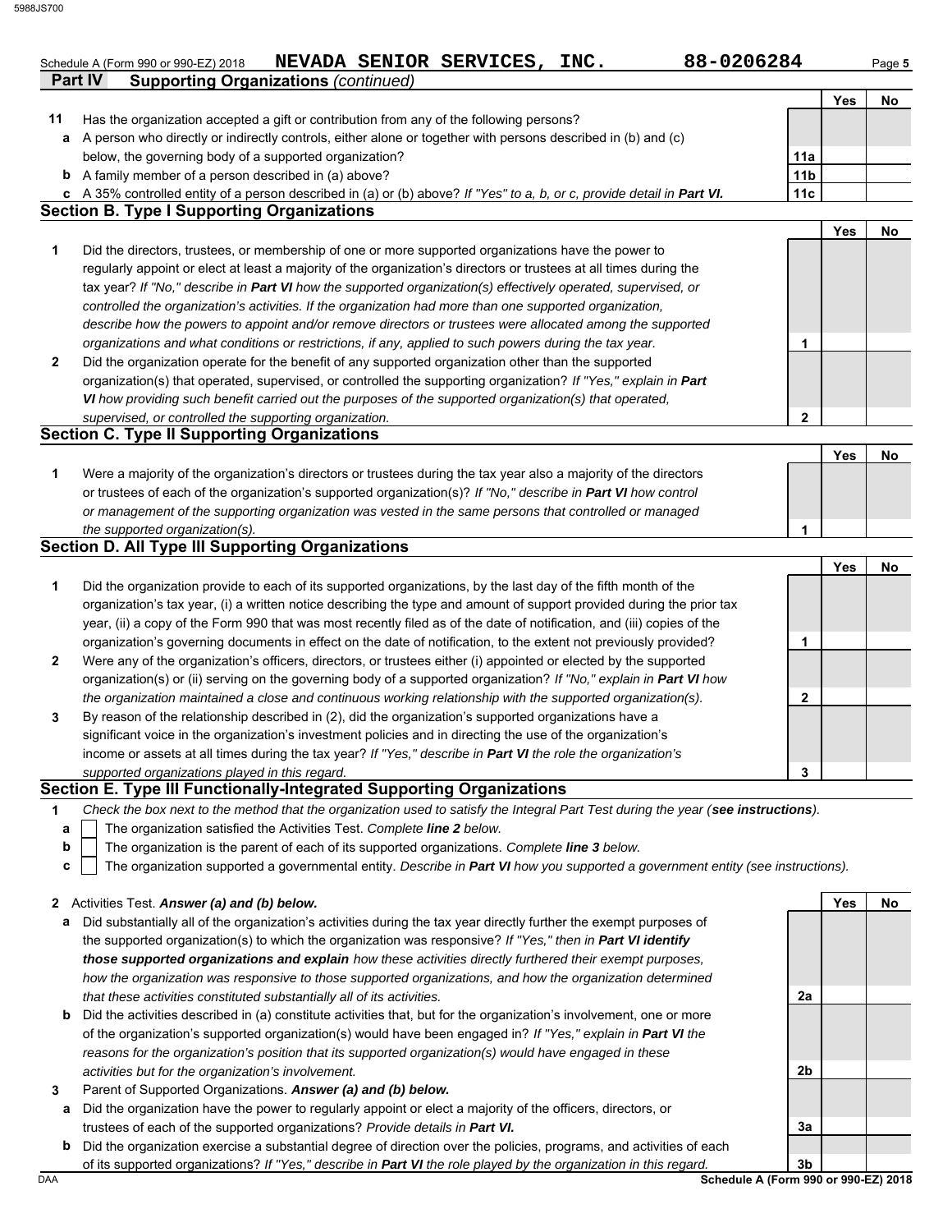Schedule A (Form 990 or 990-EZ) 2018 **NEVADA SENIOR SERVICES, INC.** **88-0206284**

## Part IV Supporting Organizations *(continued)*

| | | | Yes | No |
|---|---|---|---|---|
| **11** | Has the organization accepted a gift or contribution from any of the following persons? | | | |
| **a** | A person who directly or indirectly controls, either alone or together with persons described in (b) and (c) below, the governing body of a supported organization? | **11a** | | |
| **b** | A family member of a person described in (a) above? | **11b** | | |
| **c** | A 35% controlled entity of a person described in (a) or (b) above? *If "Yes" to a, b, or c, provide detail in **Part VI.*** | **11c** | | |

### Section B. Type I Supporting Organizations

| | | | Yes | No |
|---|---|---|---|---|
| **1** | Did the directors, trustees, or membership of one or more supported organizations have the power to regularly appoint or elect at least a majority of the organization's directors or trustees at all times during the tax year? *If "No," describe in **Part VI** how the supported organization(s) effectively operated, supervised, or controlled the organization's activities. If the organization had more than one supported organization, describe how the powers to appoint and/or remove directors or trustees were allocated among the supported organizations and what conditions or restrictions, if any, applied to such powers during the tax year.* | **1** | | |
| **2** | Did the organization operate for the benefit of any supported organization other than the supported organization(s) that operated, supervised, or controlled the supporting organization? *If "Yes," explain in **Part VI** how providing such benefit carried out the purposes of the supported organization(s) that operated, supervised, or controlled the supporting organization.* | **2** | | |

### Section C. Type II Supporting Organizations

| | | | Yes | No |
|---|---|---|---|---|
| **1** | Were a majority of the organization's directors or trustees during the tax year also a majority of the directors or trustees of each of the organization's supported organization(s)? *If "No," describe in **Part VI** how control or management of the supporting organization was vested in the same persons that controlled or managed the supported organization(s).* | **1** | | |

### Section D. All Type III Supporting Organizations

| | | | Yes | No |
|---|---|---|---|---|
| **1** | Did the organization provide to each of its supported organizations, by the last day of the fifth month of the organization's tax year, (i) a written notice describing the type and amount of support provided during the prior tax year, (ii) a copy of the Form 990 that was most recently filed as of the date of notification, and (iii) copies of the organization's governing documents in effect on the date of notification, to the extent not previously provided? | **1** | | |
| **2** | Were any of the organization's officers, directors, or trustees either (i) appointed or elected by the supported organization(s) or (ii) serving on the governing body of a supported organization? *If "No," explain in **Part VI** how the organization maintained a close and continuous working relationship with the supported organization(s).* | **2** | | |
| **3** | By reason of the relationship described in (2), did the organization's supported organizations have a significant voice in the organization's investment policies and in directing the use of the organization's income or assets at all times during the tax year? *If "Yes," describe in **Part VI** the role the organization's supported organizations played in this regard.* | **3** | | |

### Section E. Type III Functionally-Integrated Supporting Organizations

**1** *Check the box next to the method that the organization used to satisfy the Integral Part Test during the year (**see instructions**).*

- **a** ☐ The organization satisfied the Activities Test. *Complete **line 2** below.*
- **b** ☐ The organization is the parent of each of its supported organizations. *Complete **line 3** below.*
- **c** ☐ The organization supported a governmental entity. *Describe in **Part VI** how you supported a government entity (see instructions).*

| | | | Yes | No |
|---|---|---|---|---|
| **2** | Activities Test. ***Answer (a) and (b) below.*** | | | |
| **a** | Did substantially all of the organization's activities during the tax year directly further the exempt purposes of the supported organization(s) to which the organization was responsive? *If "Yes," then in **Part VI identify those supported organizations and explain** how these activities directly furthered their exempt purposes, how the organization was responsive to those supported organizations, and how the organization determined that these activities constituted substantially all of its activities.* | **2a** | | |
| **b** | Did the activities described in (a) constitute activities that, but for the organization's involvement, one or more of the organization's supported organization(s) would have been engaged in? *If "Yes," explain in **Part VI** the reasons for the organization's position that its supported organization(s) would have engaged in these activities but for the organization's involvement.* | **2b** | | |
| **3** | Parent of Supported Organizations. ***Answer (a) and (b) below.*** | | | |
| **a** | Did the organization have the power to regularly appoint or elect a majority of the officers, directors, or trustees of each of the supported organizations? *Provide details in **Part VI.*** | **3a** | | |
| **b** | Did the organization exercise a substantial degree of direction over the policies, programs, and activities of each of its supported organizations? *If "Yes," describe in **Part VI** the role played by the organization in this regard.* | **3b** | | |

DAA **Schedule A (Form 990 or 990-EZ) 2018**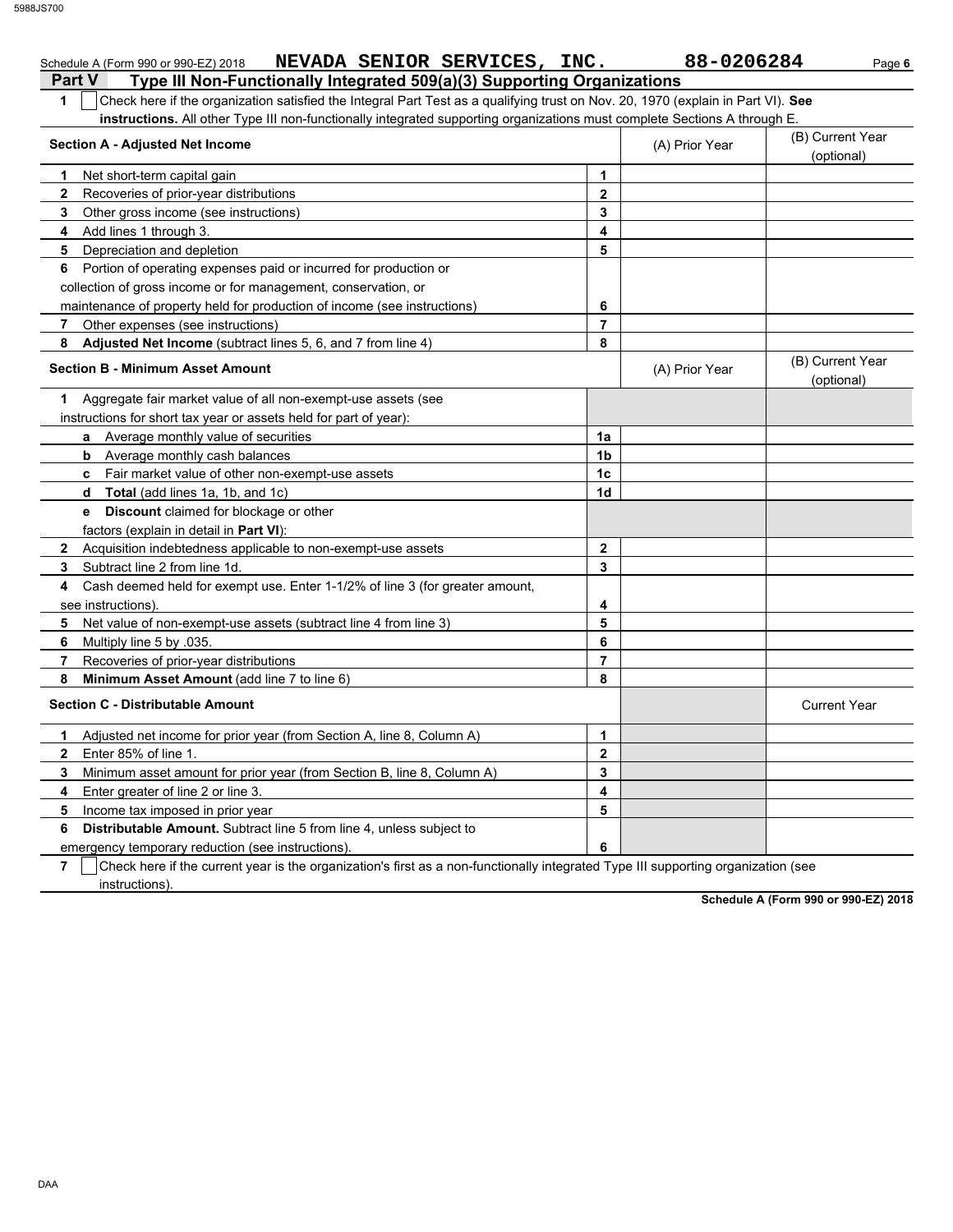Schedule A (Form 990 or 990-EZ) 2018 **NEVADA SENIOR SERVICES, INC.** **88-0206284**

## Part V Type III Non-Functionally Integrated 509(a)(3) Supporting Organizations

**1** ☐ Check here if the organization satisfied the Integral Part Test as a qualifying trust on Nov. 20, 1970 (explain in Part VI). **See instructions.** All other Type III non-functionally integrated supporting organizations must complete Sections A through E.

| **Section A - Adjusted Net Income** | | (A) Prior Year | (B) Current Year (optional) |
|---|---|---|---|
| **1** Net short-term capital gain | **1** | | |
| **2** Recoveries of prior-year distributions | **2** | | |
| **3** Other gross income (see instructions) | **3** | | |
| **4** Add lines 1 through 3. | **4** | | |
| **5** Depreciation and depletion | **5** | | |
| **6** Portion of operating expenses paid or incurred for production or collection of gross income or for management, conservation, or maintenance of property held for production of income (see instructions) | **6** | | |
| **7** Other expenses (see instructions) | **7** | | |
| **8** **Adjusted Net Income** (subtract lines 5, 6, and 7 from line 4) | **8** | | |

| **Section B - Minimum Asset Amount** | | (A) Prior Year | (B) Current Year (optional) |
|---|---|---|---|
| **1** Aggregate fair market value of all non-exempt-use assets (see instructions for short tax year or assets held for part of year): | | | |
| **a** Average monthly value of securities | **1a** | | |
| **b** Average monthly cash balances | **1b** | | |
| **c** Fair market value of other non-exempt-use assets | **1c** | | |
| **d** **Total** (add lines 1a, 1b, and 1c) | **1d** | | |
| **e** **Discount** claimed for blockage or other factors (explain in detail in **Part VI**): | | | |
| **2** Acquisition indebtedness applicable to non-exempt-use assets | **2** | | |
| **3** Subtract line 2 from line 1d. | **3** | | |
| **4** Cash deemed held for exempt use. Enter 1-1/2% of line 3 (for greater amount, see instructions). | **4** | | |
| **5** Net value of non-exempt-use assets (subtract line 4 from line 3) | **5** | | |
| **6** Multiply line 5 by .035. | **6** | | |
| **7** Recoveries of prior-year distributions | **7** | | |
| **8** **Minimum Asset Amount** (add line 7 to line 6) | **8** | | |

| **Section C - Distributable Amount** | | | Current Year |
|---|---|---|---|
| **1** Adjusted net income for prior year (from Section A, line 8, Column A) | **1** | | |
| **2** Enter 85% of line 1. | **2** | | |
| **3** Minimum asset amount for prior year (from Section B, line 8, Column A) | **3** | | |
| **4** Enter greater of line 2 or line 3. | **4** | | |
| **5** Income tax imposed in prior year | **5** | | |
| **6** **Distributable Amount.** Subtract line 5 from line 4, unless subject to emergency temporary reduction (see instructions). | **6** | | |

**7** ☐ Check here if the current year is the organization's first as a non-functionally integrated Type III supporting organization (see instructions).

**Schedule A (Form 990 or 990-EZ) 2018**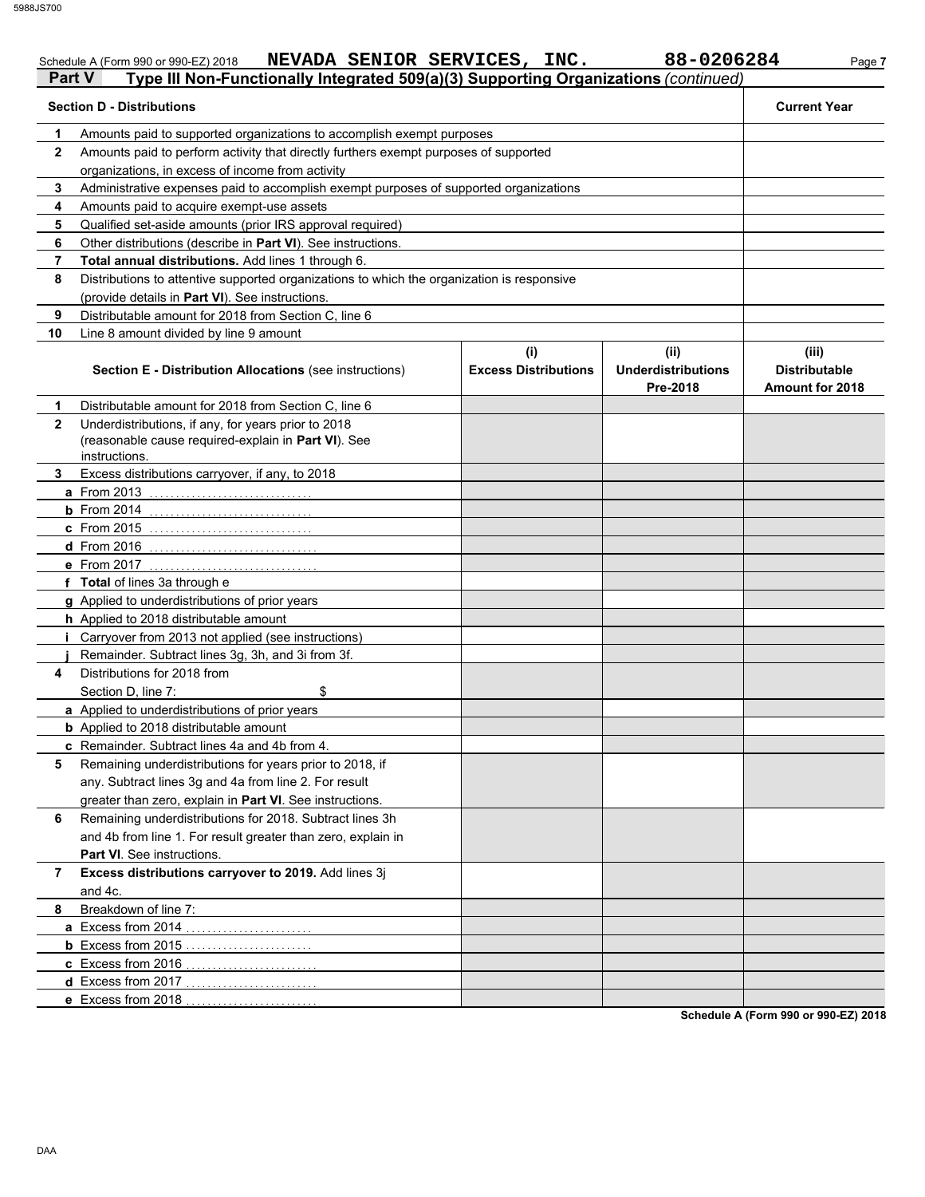Schedule A (Form 990 or 990-EZ) 2018 **NEVADA SENIOR SERVICES, INC.** 88-0206284

**Part V** **Type III Non-Functionally Integrated 509(a)(3) Supporting Organizations** *(continued)*

| **Section D - Distributions** | | **Current Year** |
|---|---|---|
| 1 | Amounts paid to supported organizations to accomplish exempt purposes | |
| 2 | Amounts paid to perform activity that directly furthers exempt purposes of supported organizations, in excess of income from activity | |
| 3 | Administrative expenses paid to accomplish exempt purposes of supported organizations | |
| 4 | Amounts paid to acquire exempt-use assets | |
| 5 | Qualified set-aside amounts (prior IRS approval required) | |
| 6 | Other distributions (describe in **Part VI**). See instructions. | |
| 7 | **Total annual distributions.** Add lines 1 through 6. | |
| 8 | Distributions to attentive supported organizations to which the organization is responsive (provide details in **Part VI**). See instructions. | |
| 9 | Distributable amount for 2018 from Section C, line 6 | |
| 10 | Line 8 amount divided by line 9 amount | |

| | **Section E - Distribution Allocations** (see instructions) | **(i) Excess Distributions** | **(ii) Underdistributions Pre-2018** | **(iii) Distributable Amount for 2018** |
|---|---|---|---|---|
| 1 | Distributable amount for 2018 from Section C, line 6 | | | |
| 2 | Underdistributions, if any, for years prior to 2018 (reasonable cause required-explain in **Part VI**). See instructions. | | | |
| 3 | Excess distributions carryover, if any, to 2018 | | | |
| a | From 2013 | | | |
| b | From 2014 | | | |
| c | From 2015 | | | |
| d | From 2016 | | | |
| e | From 2017 | | | |
| f | **Total** of lines 3a through e | | | |
| g | Applied to underdistributions of prior years | | | |
| h | Applied to 2018 distributable amount | | | |
| i | Carryover from 2013 not applied (see instructions) | | | |
| j | Remainder. Subtract lines 3g, 3h, and 3i from 3f. | | | |
| 4 | Distributions for 2018 from Section D, line 7: $ | | | |
| a | Applied to underdistributions of prior years | | | |
| b | Applied to 2018 distributable amount | | | |
| c | Remainder. Subtract lines 4a and 4b from 4. | | | |
| 5 | Remaining underdistributions for years prior to 2018, if any. Subtract lines 3g and 4a from line 2. For result greater than zero, explain in **Part VI**. See instructions. | | | |
| 6 | Remaining underdistributions for 2018. Subtract lines 3h and 4b from line 1. For result greater than zero, explain in **Part VI**. See instructions. | | | |
| 7 | **Excess distributions carryover to 2019.** Add lines 3j and 4c. | | | |
| 8 | Breakdown of line 7: | | | |
| a | Excess from 2014 | | | |
| b | Excess from 2015 | | | |
| c | Excess from 2016 | | | |
| d | Excess from 2017 | | | |
| e | Excess from 2018 | | | |

**Schedule A (Form 990 or 990-EZ) 2018**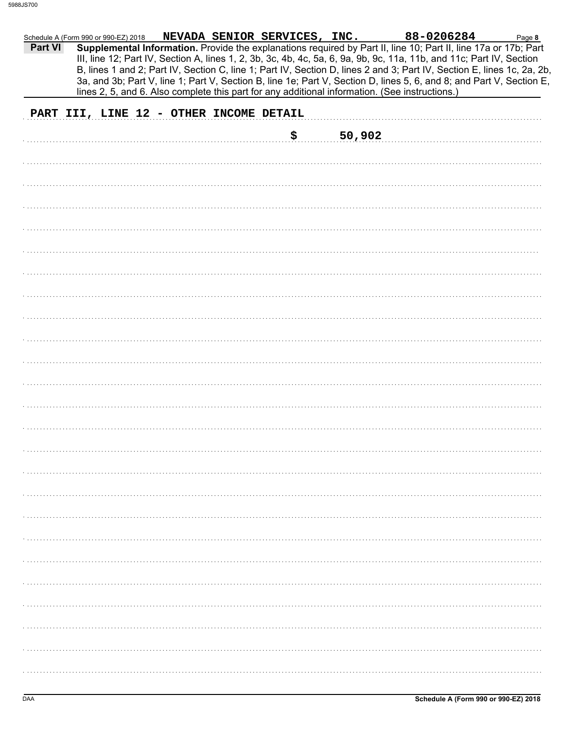Schedule A (Form 990 or 990-EZ) 2018 **NEVADA SENIOR SERVICES, INC.** **88-0206284** Page **8**

**Part VI** **Supplemental Information.** Provide the explanations required by Part II, line 10; Part II, line 17a or 17b; Part III, line 12; Part IV, Section A, lines 1, 2, 3b, 3c, 4b, 4c, 5a, 6, 9a, 9b, 9c, 11a, 11b, and 11c; Part IV, Section B, lines 1 and 2; Part IV, Section C, line 1; Part IV, Section D, lines 2 and 3; Part IV, Section E, lines 1c, 2a, 2b, 3a, and 3b; Part V, line 1; Part V, Section B, line 1e; Part V, Section D, lines 5, 6, and 8; and Part V, Section E, lines 2, 5, and 6. Also complete this part for any additional information. (See instructions.)

PART III, LINE 12 - OTHER INCOME DETAIL

$ 50,902

DAA **Schedule A (Form 990 or 990-EZ) 2018**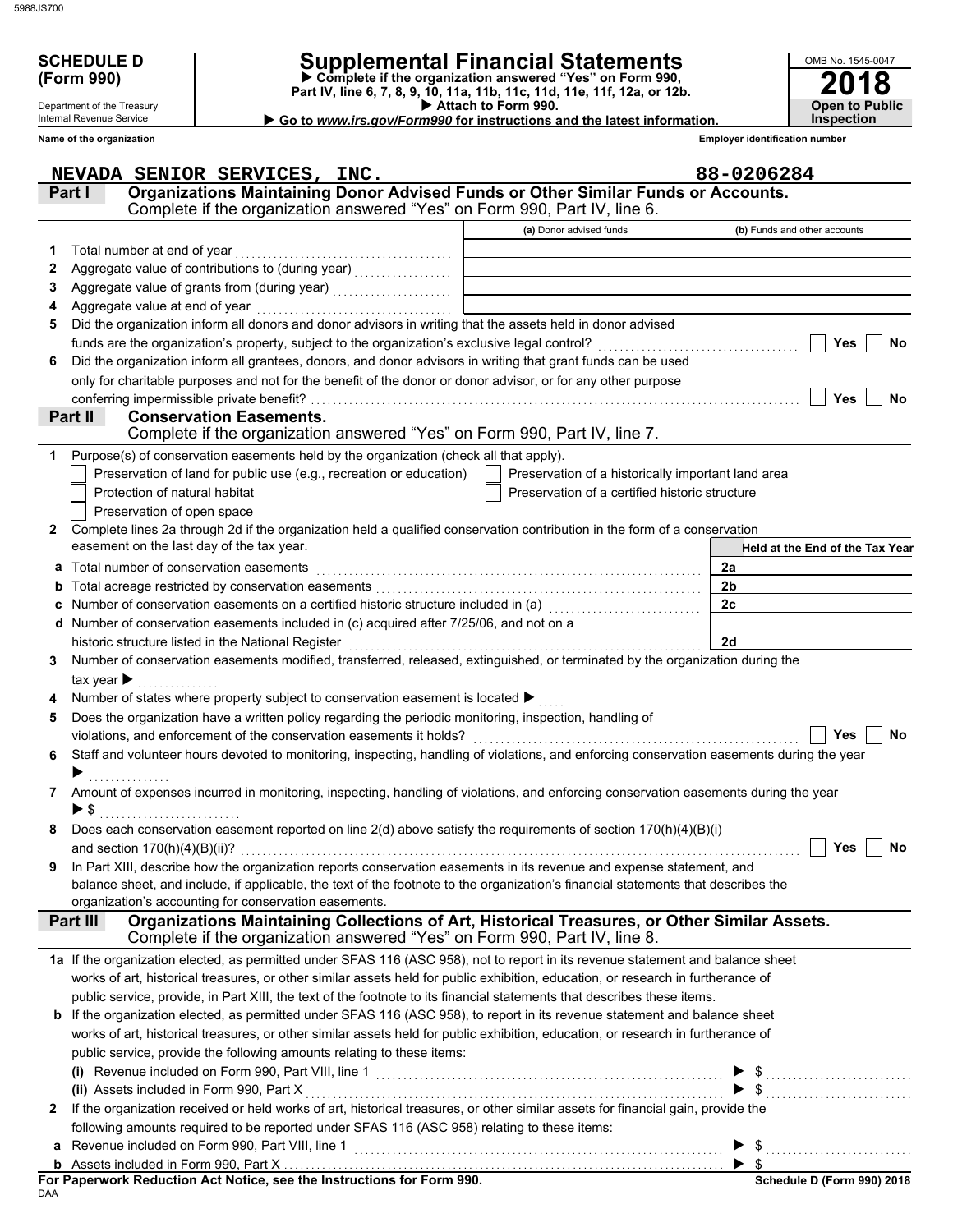**SCHEDULE D (Form 990)**

Department of the Treasury
Internal Revenue Service

# Supplemental Financial Statements

▶ Complete if the organization answered "Yes" on Form 990, Part IV, line 6, 7, 8, 9, 10, 11a, 11b, 11c, 11d, 11e, 11f, 12a, or 12b.
▶ Attach to Form 990.
▶ Go to *www.irs.gov/Form990* for instructions and the latest information.

OMB No. 1545-0047

**2018**

**Open to Public Inspection**

**Name of the organization:** NEVADA SENIOR SERVICES, INC.

**Employer identification number:** 88-0206284

## Part I — Organizations Maintaining Donor Advised Funds or Other Similar Funds or Accounts.
Complete if the organization answered "Yes" on Form 990, Part IV, line 6.

| | | (a) Donor advised funds | (b) Funds and other accounts |
|---|---|---|---|
| 1 | Total number at end of year | | |
| 2 | Aggregate value of contributions to (during year) | | |
| 3 | Aggregate value of grants from (during year) | | |
| 4 | Aggregate value at end of year | | |

5 Did the organization inform all donors and donor advisors in writing that the assets held in donor advised funds are the organization's property, subject to the organization's exclusive legal control? ☐ Yes ☐ No

6 Did the organization inform all grantees, donors, and donor advisors in writing that grant funds can be used only for charitable purposes and not for the benefit of the donor or donor advisor, or for any other purpose conferring impermissible private benefit? ☐ Yes ☐ No

## Part II — Conservation Easements.
Complete if the organization answered "Yes" on Form 990, Part IV, line 7.

1 Purpose(s) of conservation easements held by the organization (check all that apply).

- ☐ Preservation of land for public use (e.g., recreation or education)
- ☐ Preservation of a historically important land area
- ☐ Protection of natural habitat
- ☐ Preservation of a certified historic structure
- ☐ Preservation of open space

2 Complete lines 2a through 2d if the organization held a qualified conservation contribution in the form of a conservation easement on the last day of the tax year.

| | | | Held at the End of the Tax Year |
|---|---|---|---|
| a | Total number of conservation easements | 2a | |
| b | Total acreage restricted by conservation easements | 2b | |
| c | Number of conservation easements on a certified historic structure included in (a) | 2c | |
| d | Number of conservation easements included in (c) acquired after 7/25/06, and not on a historic structure listed in the National Register | 2d | |

3 Number of conservation easements modified, transferred, released, extinguished, or terminated by the organization during the tax year ▶ ..............

4 Number of states where property subject to conservation easement is located ▶ .....

5 Does the organization have a written policy regarding the periodic monitoring, inspection, handling of violations, and enforcement of the conservation easements it holds? ☐ Yes ☐ No

6 Staff and volunteer hours devoted to monitoring, inspecting, handling of violations, and enforcing conservation easements during the year ▶ ..............

7 Amount of expenses incurred in monitoring, inspecting, handling of violations, and enforcing conservation easements during the year ▶ $ ..............

8 Does each conservation easement reported on line 2(d) above satisfy the requirements of section 170(h)(4)(B)(i) and section 170(h)(4)(B)(ii)? ☐ Yes ☐ No

9 In Part XIII, describe how the organization reports conservation easements in its revenue and expense statement, and balance sheet, and include, if applicable, the text of the footnote to the organization's financial statements that describes the organization's accounting for conservation easements.

## Part III — Organizations Maintaining Collections of Art, Historical Treasures, or Other Similar Assets.
Complete if the organization answered "Yes" on Form 990, Part IV, line 8.

1a If the organization elected, as permitted under SFAS 116 (ASC 958), not to report in its revenue statement and balance sheet works of art, historical treasures, or other similar assets held for public exhibition, education, or research in furtherance of public service, provide, in Part XIII, the text of the footnote to its financial statements that describes these items.

b If the organization elected, as permitted under SFAS 116 (ASC 958), to report in its revenue statement and balance sheet works of art, historical treasures, or other similar assets held for public exhibition, education, or research in furtherance of public service, provide the following amounts relating to these items:

(i) Revenue included on Form 990, Part VIII, line 1 ▶ $ ..............

(ii) Assets included in Form 990, Part X ▶ $ ..............

2 If the organization received or held works of art, historical treasures, or other similar assets for financial gain, provide the following amounts required to be reported under SFAS 116 (ASC 958) relating to these items:

a Revenue included on Form 990, Part VIII, line 1 ▶ $ ..............

b Assets included in Form 990, Part X ▶ $

**For Paperwork Reduction Act Notice, see the Instructions for Form 990.** **Schedule D (Form 990) 2018**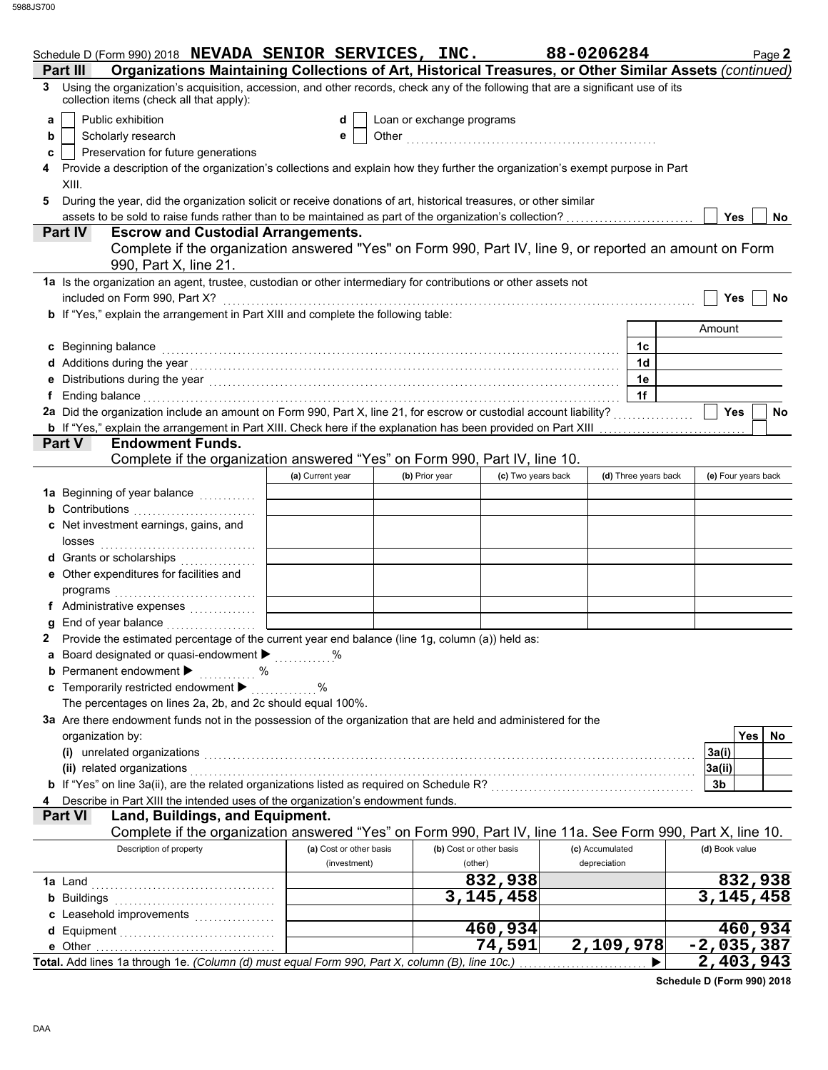Schedule D (Form 990) 2018 **NEVADA SENIOR SERVICES, INC.** **88-0206284** Page **2**

## Part III Organizations Maintaining Collections of Art, Historical Treasures, or Other Similar Assets *(continued)*

**3** Using the organization's acquisition, accession, and other records, check any of the following that are a significant use of its collection items (check all that apply):

- **a** ☐ Public exhibition
- **b** ☐ Scholarly research
- **c** ☐ Preservation for future generations
- **d** ☐ Loan or exchange programs
- **e** ☐ Other ....................

**4** Provide a description of the organization's collections and explain how they further the organization's exempt purpose in Part XIII.

**5** During the year, did the organization solicit or receive donations of art, historical treasures, or other similar assets to be sold to raise funds rather than to be maintained as part of the organization's collection? ☐ Yes ☐ No

## Part IV Escrow and Custodial Arrangements.

Complete if the organization answered "Yes" on Form 990, Part IV, line 9, or reported an amount on Form 990, Part X, line 21.

**1a** Is the organization an agent, trustee, custodian or other intermediary for contributions or other assets not included on Form 990, Part X? ☐ Yes ☐ No

**b** If "Yes," explain the arrangement in Part XIII and complete the following table:

| | | Amount |
|---|---|---|
| **c** Beginning balance | 1c | |
| **d** Additions during the year | 1d | |
| **e** Distributions during the year | 1e | |
| **f** Ending balance | 1f | |

**2a** Did the organization include an amount on Form 990, Part X, line 21, for escrow or custodial account liability? ☐ Yes ☐ No

**b** If "Yes," explain the arrangement in Part XIII. Check here if the explanation has been provided on Part XIII ☐

## Part V Endowment Funds.

Complete if the organization answered "Yes" on Form 990, Part IV, line 10.

| | (a) Current year | (b) Prior year | (c) Two years back | (d) Three years back | (e) Four years back |
|---|---|---|---|---|---|
| **1a** Beginning of year balance | | | | | |
| **b** Contributions | | | | | |
| **c** Net investment earnings, gains, and losses | | | | | |
| **d** Grants or scholarships | | | | | |
| **e** Other expenditures for facilities and programs | | | | | |
| **f** Administrative expenses | | | | | |
| **g** End of year balance | | | | | |

**2** Provide the estimated percentage of the current year end balance (line 1g, column (a)) held as:

- **a** Board designated or quasi-endowment ▶ ........ %
- **b** Permanent endowment ▶ ........ %
- **c** Temporarily restricted endowment ▶ ........ %

The percentages on lines 2a, 2b, and 2c should equal 100%.

**3a** Are there endowment funds not in the possession of the organization that are held and administered for the organization by:

| | | Yes | No |
|---|---|---|---|
| **(i)** unrelated organizations | 3a(i) | | |
| **(ii)** related organizations | 3a(ii) | | |
| **b** If "Yes" on line 3a(ii), are the related organizations listed as required on Schedule R? | 3b | | |

**4** Describe in Part XIII the intended uses of the organization's endowment funds.

## Part VI Land, Buildings, and Equipment.

Complete if the organization answered "Yes" on Form 990, Part IV, line 11a. See Form 990, Part X, line 10.

| Description of property | (a) Cost or other basis (investment) | (b) Cost or other basis (other) | (c) Accumulated depreciation | (d) Book value |
|---|---|---|---|---|
| **1a** Land | | 832,938 | | 832,938 |
| **b** Buildings | | 3,145,458 | | 3,145,458 |
| **c** Leasehold improvements | | | | |
| **d** Equipment | | 460,934 | | 460,934 |
| **e** Other | | 74,591 | 2,109,978 | -2,035,387 |
| **Total.** Add lines 1a through 1e. *(Column (d) must equal Form 990, Part X, column (B), line 10c.)* ▶ | | | | 2,403,943 |

**Schedule D (Form 990) 2018**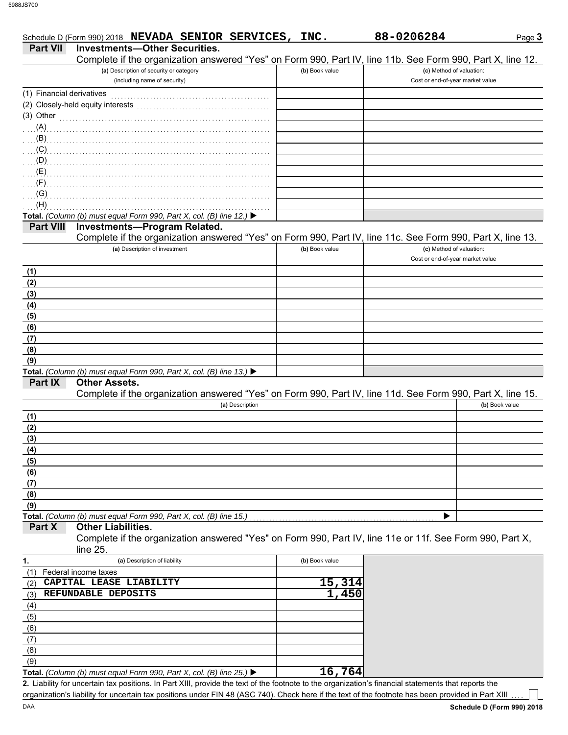Schedule D (Form 990) 2018 **NEVADA SENIOR SERVICES, INC.** **88-0206284** Page **3**

## Part VII Investments—Other Securities.

Complete if the organization answered "Yes" on Form 990, Part IV, line 11b. See Form 990, Part X, line 12.

| (a) Description of security or category (including name of security) | (b) Book value | (c) Method of valuation: Cost or end-of-year market value |
|---|---|---|
| (1) Financial derivatives | | |
| (2) Closely-held equity interests | | |
| (3) Other | | |
| (A) | | |
| (B) | | |
| (C) | | |
| (D) | | |
| (E) | | |
| (F) | | |
| (G) | | |
| (H) | | |
| **Total.** *(Column (b) must equal Form 990, Part X, col. (B) line 12.)* ▶ | | |

## Part VIII Investments—Program Related.

Complete if the organization answered "Yes" on Form 990, Part IV, line 11c. See Form 990, Part X, line 13.

| (a) Description of investment | (b) Book value | (c) Method of valuation: Cost or end-of-year market value |
|---|---|---|
| (1) | | |
| (2) | | |
| (3) | | |
| (4) | | |
| (5) | | |
| (6) | | |
| (7) | | |
| (8) | | |
| (9) | | |
| **Total.** *(Column (b) must equal Form 990, Part X, col. (B) line 13.)* ▶ | | |

## Part IX Other Assets.

Complete if the organization answered "Yes" on Form 990, Part IV, line 11d. See Form 990, Part X, line 15.

| (a) Description | (b) Book value |
|---|---|
| (1) | |
| (2) | |
| (3) | |
| (4) | |
| (5) | |
| (6) | |
| (7) | |
| (8) | |
| (9) | |
| **Total.** *(Column (b) must equal Form 990, Part X, col. (B) line 15.)* ▶ | |

## Part X Other Liabilities.

Complete if the organization answered "Yes" on Form 990, Part IV, line 11e or 11f. See Form 990, Part X, line 25.

| 1. (a) Description of liability | (b) Book value |
|---|---|
| (1) Federal income taxes | |
| (2) CAPITAL LEASE LIABILITY | 15,314 |
| (3) REFUNDABLE DEPOSITS | 1,450 |
| (4) | |
| (5) | |
| (6) | |
| (7) | |
| (8) | |
| (9) | |
| **Total.** *(Column (b) must equal Form 990, Part X, col. (B) line 25.)* ▶ | 16,764 |

**2.** Liability for uncertain tax positions. In Part XIII, provide the text of the footnote to the organization's financial statements that reports the organization's liability for uncertain tax positions under FIN 48 (ASC 740). Check here if the text of the footnote has been provided in Part XIII ☐

DAA **Schedule D (Form 990) 2018**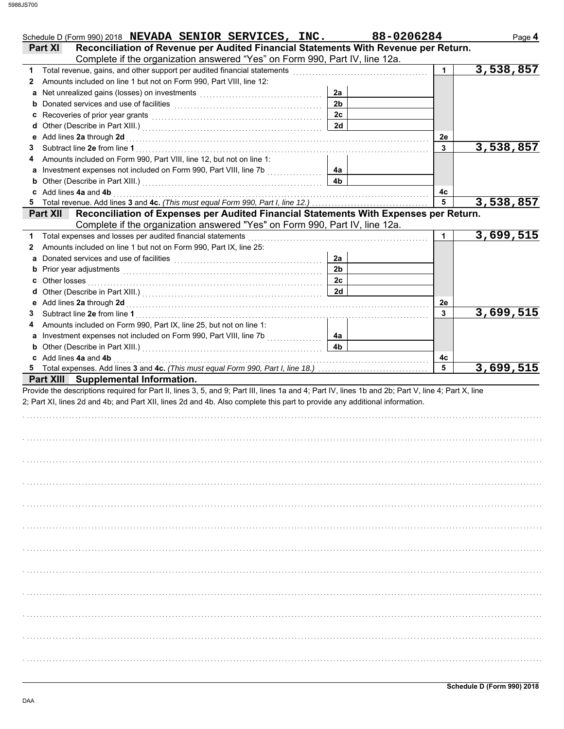Schedule D (Form 990) 2018 **NEVADA SENIOR SERVICES, INC.** **88-0206284** Page **4**

## Part XI Reconciliation of Revenue per Audited Financial Statements With Revenue per Return.

Complete if the organization answered "Yes" on Form 990, Part IV, line 12a.

| | | | | | |
|---|---|---|---|---|---|
| **1** | Total revenue, gains, and other support per audited financial statements | | | 1 | 3,538,857 |
| **2** | Amounts included on line 1 but not on Form 990, Part VIII, line 12: | | | | |
| **a** | Net unrealized gains (losses) on investments | 2a | | | |
| **b** | Donated services and use of facilities | 2b | | | |
| **c** | Recoveries of prior year grants | 2c | | | |
| **d** | Other (Describe in Part XIII.) | 2d | | | |
| **e** | Add lines **2a** through **2d** | | | 2e | |
| **3** | Subtract line **2e** from line **1** | | | 3 | 3,538,857 |
| **4** | Amounts included on Form 990, Part VIII, line 12, but not on line 1: | | | | |
| **a** | Investment expenses not included on Form 990, Part VIII, line 7b | 4a | | | |
| **b** | Other (Describe in Part XIII.) | 4b | | | |
| **c** | Add lines **4a** and **4b** | | | 4c | |
| **5** | Total revenue. Add lines **3** and **4c.** *(This must equal Form 990, Part I, line 12.)* | | | 5 | 3,538,857 |

## Part XII Reconciliation of Expenses per Audited Financial Statements With Expenses per Return.

Complete if the organization answered "Yes" on Form 990, Part IV, line 12a.

| | | | | | |
|---|---|---|---|---|---|
| **1** | Total expenses and losses per audited financial statements | | | 1 | 3,699,515 |
| **2** | Amounts included on line 1 but not on Form 990, Part IX, line 25: | | | | |
| **a** | Donated services and use of facilities | 2a | | | |
| **b** | Prior year adjustments | 2b | | | |
| **c** | Other losses | 2c | | | |
| **d** | Other (Describe in Part XIII.) | 2d | | | |
| **e** | Add lines **2a** through **2d** | | | 2e | |
| **3** | Subtract line **2e** from line **1** | | | 3 | 3,699,515 |
| **4** | Amounts included on Form 990, Part IX, line 25, but not on line 1: | | | | |
| **a** | Investment expenses not included on Form 990, Part VIII, line 7b | 4a | | | |
| **b** | Other (Describe in Part XIII.) | 4b | | | |
| **c** | Add lines **4a** and **4b** | | | 4c | |
| **5** | Total expenses. Add lines **3** and **4c.** *(This must equal Form 990, Part I, line 18.)* | | | 5 | 3,699,515 |

## Part XIII Supplemental Information.

Provide the descriptions required for Part II, lines 3, 5, and 9; Part III, lines 1a and 4; Part IV, lines 1b and 2b; Part V, line 4; Part X, line 2; Part XI, lines 2d and 4b; and Part XII, lines 2d and 4b. Also complete this part to provide any additional information.

**Schedule D (Form 990) 2018**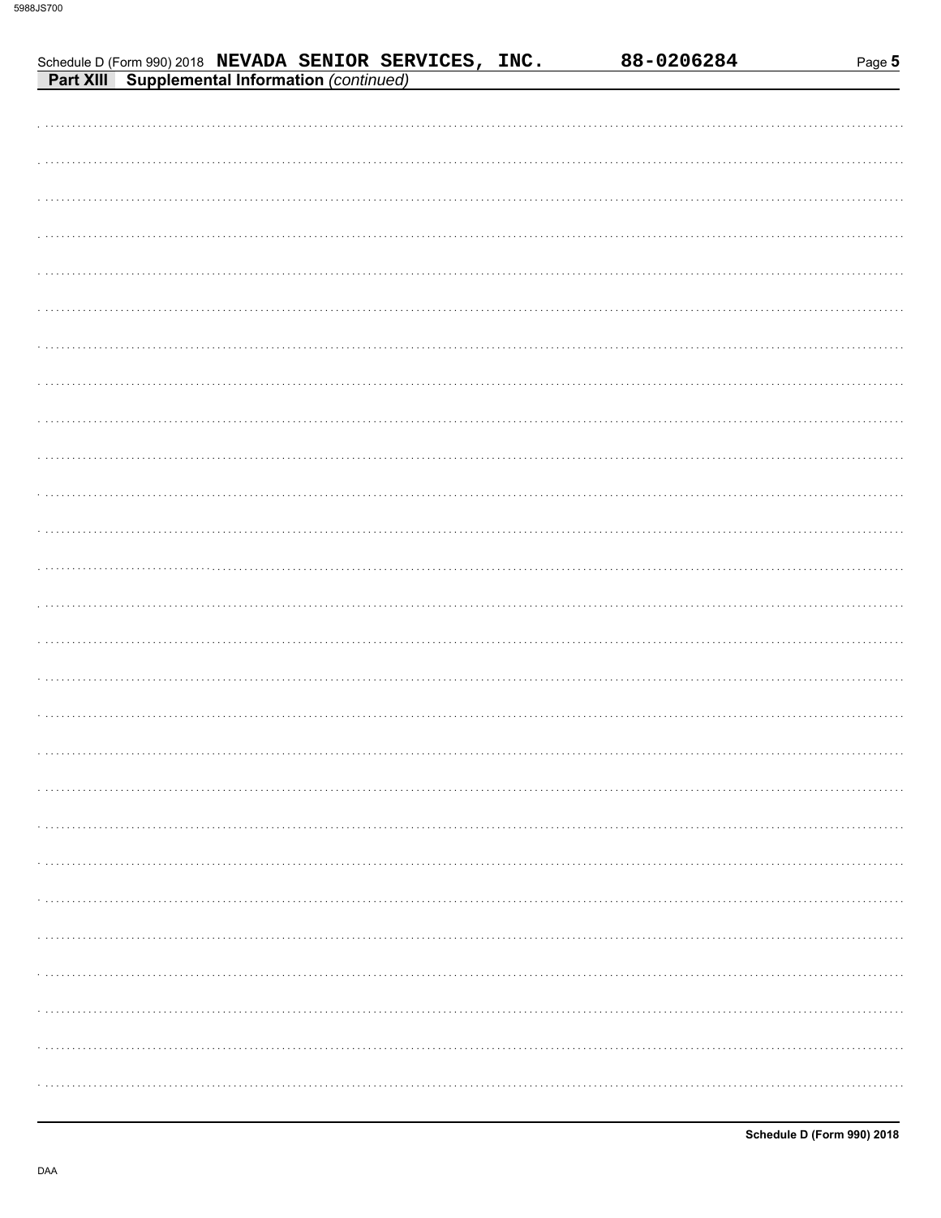Schedule D (Form 990) 2018 **NEVADA SENIOR SERVICES, INC.** **88-0206284**

**Part XIII Supplemental Information** *(continued)*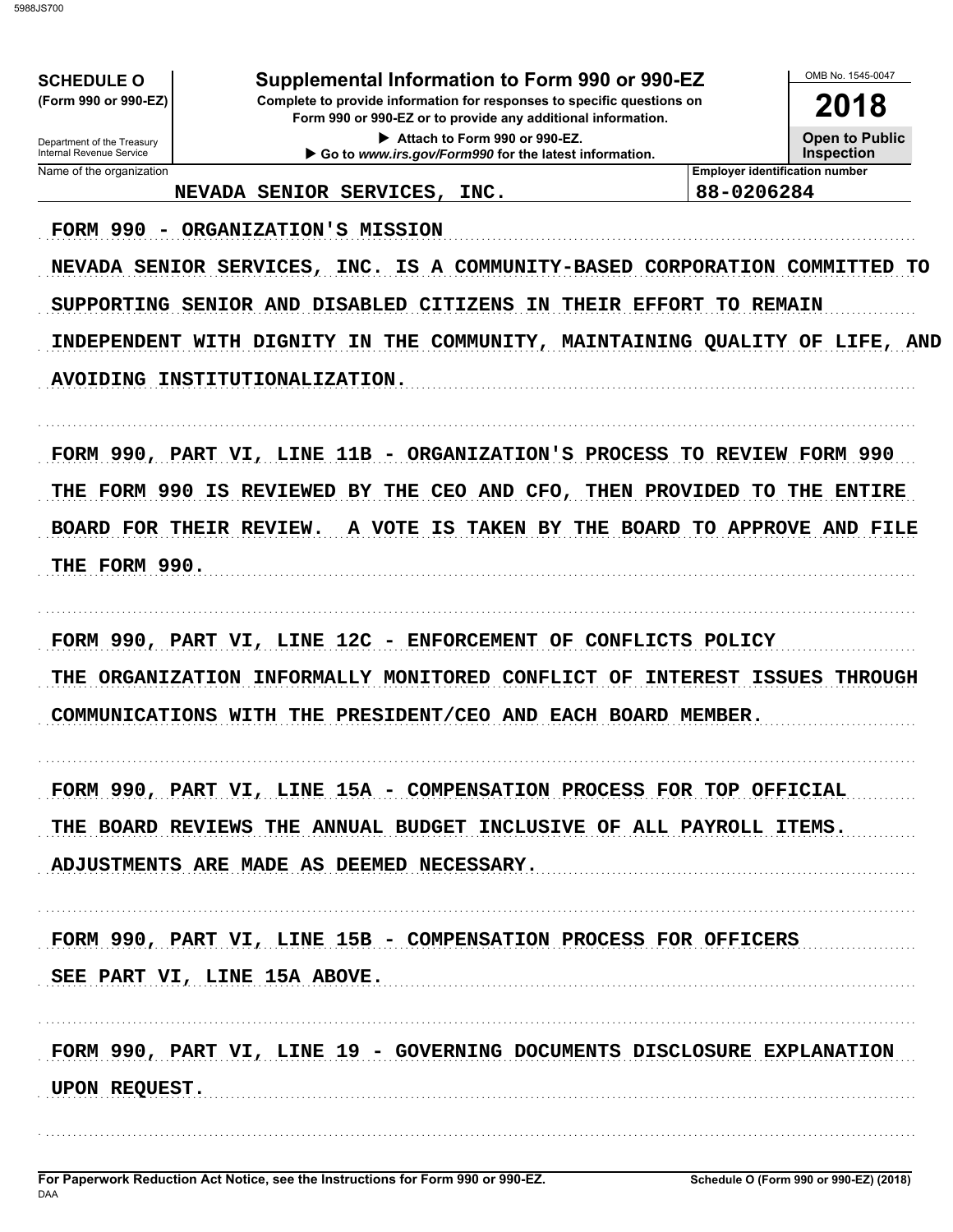**SCHEDULE O (Form 990 or 990-EZ)**

Department of the Treasury
Internal Revenue Service

# Supplemental Information to Form 990 or 990-EZ

**Complete to provide information for responses to specific questions on Form 990 or 990-EZ or to provide any additional information.**

▶ Attach to Form 990 or 990-EZ.

▶ Go to *www.irs.gov/Form990* for the latest information.

OMB No. 1545-0047

**2018**

**Open to Public Inspection**

| Name of the organization | Employer identification number |
|---|---|
| NEVADA SENIOR SERVICES, INC. | 88-0206284 |

FORM 990 - ORGANIZATION'S MISSION

NEVADA SENIOR SERVICES, INC. IS A COMMUNITY-BASED CORPORATION COMMITTED TO SUPPORTING SENIOR AND DISABLED CITIZENS IN THEIR EFFORT TO REMAIN INDEPENDENT WITH DIGNITY IN THE COMMUNITY, MAINTAINING QUALITY OF LIFE, AND AVOIDING INSTITUTIONALIZATION.

FORM 990, PART VI, LINE 11B - ORGANIZATION'S PROCESS TO REVIEW FORM 990

THE FORM 990 IS REVIEWED BY THE CEO AND CFO, THEN PROVIDED TO THE ENTIRE BOARD FOR THEIR REVIEW. A VOTE IS TAKEN BY THE BOARD TO APPROVE AND FILE THE FORM 990.

FORM 990, PART VI, LINE 12C - ENFORCEMENT OF CONFLICTS POLICY

THE ORGANIZATION INFORMALLY MONITORED CONFLICT OF INTEREST ISSUES THROUGH COMMUNICATIONS WITH THE PRESIDENT/CEO AND EACH BOARD MEMBER.

FORM 990, PART VI, LINE 15A - COMPENSATION PROCESS FOR TOP OFFICIAL

THE BOARD REVIEWS THE ANNUAL BUDGET INCLUSIVE OF ALL PAYROLL ITEMS. ADJUSTMENTS ARE MADE AS DEEMED NECESSARY.

FORM 990, PART VI, LINE 15B - COMPENSATION PROCESS FOR OFFICERS

SEE PART VI, LINE 15A ABOVE.

FORM 990, PART VI, LINE 19 - GOVERNING DOCUMENTS DISCLOSURE EXPLANATION

UPON REQUEST.

**For Paperwork Reduction Act Notice, see the Instructions for Form 990 or 990-EZ.** **Schedule O (Form 990 or 990-EZ) (2018)**